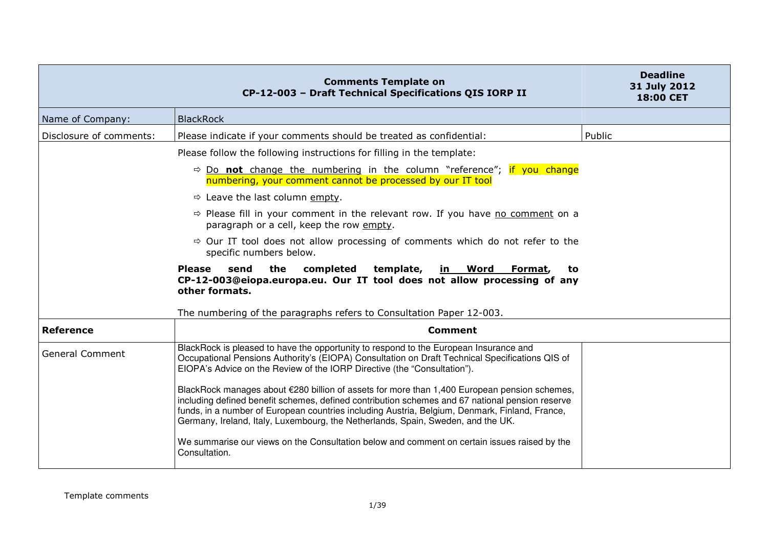| Comments Template on CP-12-003 – Draft Technical Specifications QIS IORP II | | Deadline 31 July 2012 18:00 CET |
|---|---|---|
| Name of Company: | BlackRock | |
| Disclosure of comments: | Please indicate if your comments should be treated as confidential: | Public |
| | Please follow the following instructions for filling in the template:<br>⇨ Do **not** change the numbering in the column "reference"; if you change numbering, your comment cannot be processed by our IT tool<br>⇨ Leave the last column empty.<br>⇨ Please fill in your comment in the relevant row. If you have no comment on a paragraph or a cell, keep the row empty.<br>⇨ Our IT tool does not allow processing of comments which do not refer to the specific numbers below.<br>**Please send the completed template, in Word Format, to CP-12-003@eiopa.europa.eu. Our IT tool does not allow processing of any other formats.**<br>The numbering of the paragraphs refers to Consultation Paper 12-003. | |
| **Reference** | **Comment** | |
| General Comment | BlackRock is pleased to have the opportunity to respond to the European Insurance and Occupational Pensions Authority's (EIOPA) Consultation on Draft Technical Specifications QIS of EIOPA's Advice on the Review of the IORP Directive (the "Consultation").<br><br>BlackRock manages about €280 billion of assets for more than 1,400 European pension schemes, including defined benefit schemes, defined contribution schemes and 67 national pension reserve funds, in a number of European countries including Austria, Belgium, Denmark, Finland, France, Germany, Ireland, Italy, Luxembourg, the Netherlands, Spain, Sweden, and the UK.<br><br>We summarise our views on the Consultation below and comment on certain issues raised by the Consultation. | |

Template comments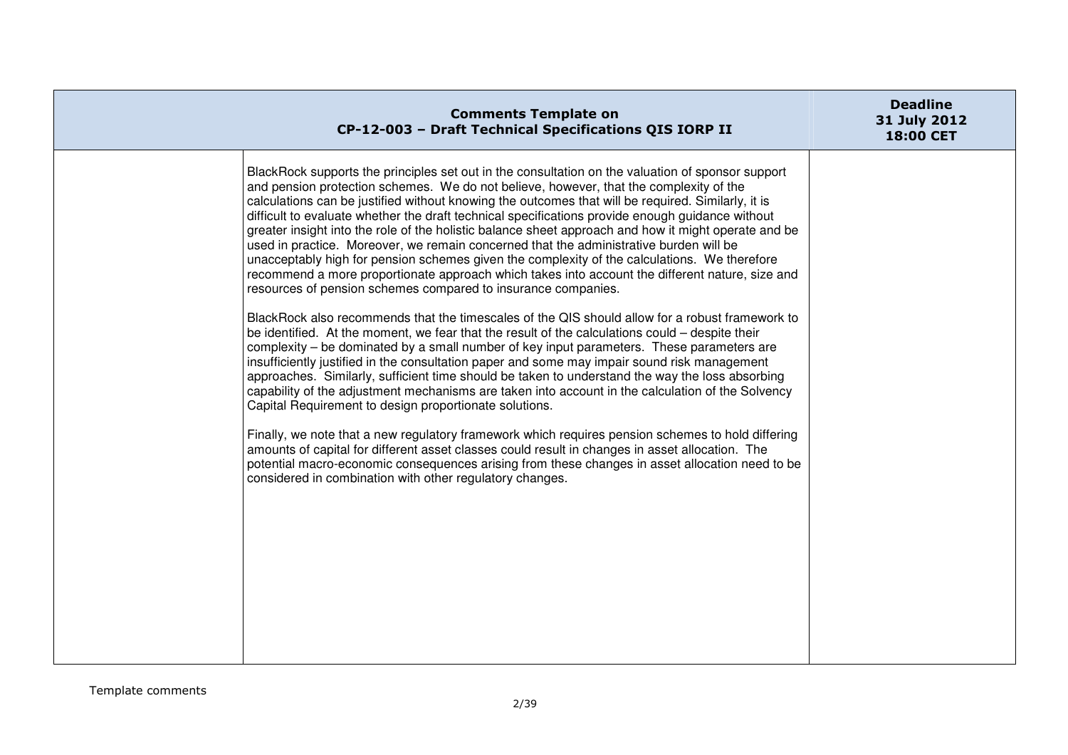| Comments Template on CP-12-003 – Draft Technical Specifications QIS IORP II | | Deadline 31 July 2012 18:00 CET |
|---|---|---|
| | BlackRock supports the principles set out in the consultation on the valuation of sponsor support and pension protection schemes. We do not believe, however, that the complexity of the calculations can be justified without knowing the outcomes that will be required. Similarly, it is difficult to evaluate whether the draft technical specifications provide enough guidance without greater insight into the role of the holistic balance sheet approach and how it might operate and be used in practice. Moreover, we remain concerned that the administrative burden will be unacceptably high for pension schemes given the complexity of the calculations. We therefore recommend a more proportionate approach which takes into account the different nature, size and resources of pension schemes compared to insurance companies.<br><br>BlackRock also recommends that the timescales of the QIS should allow for a robust framework to be identified. At the moment, we fear that the result of the calculations could – despite their complexity – be dominated by a small number of key input parameters. These parameters are insufficiently justified in the consultation paper and some may impair sound risk management approaches. Similarly, sufficient time should be taken to understand the way the loss absorbing capability of the adjustment mechanisms are taken into account in the calculation of the Solvency Capital Requirement to design proportionate solutions.<br><br>Finally, we note that a new regulatory framework which requires pension schemes to hold differing amounts of capital for different asset classes could result in changes in asset allocation. The potential macro-economic consequences arising from these changes in asset allocation need to be considered in combination with other regulatory changes. | |

Template comments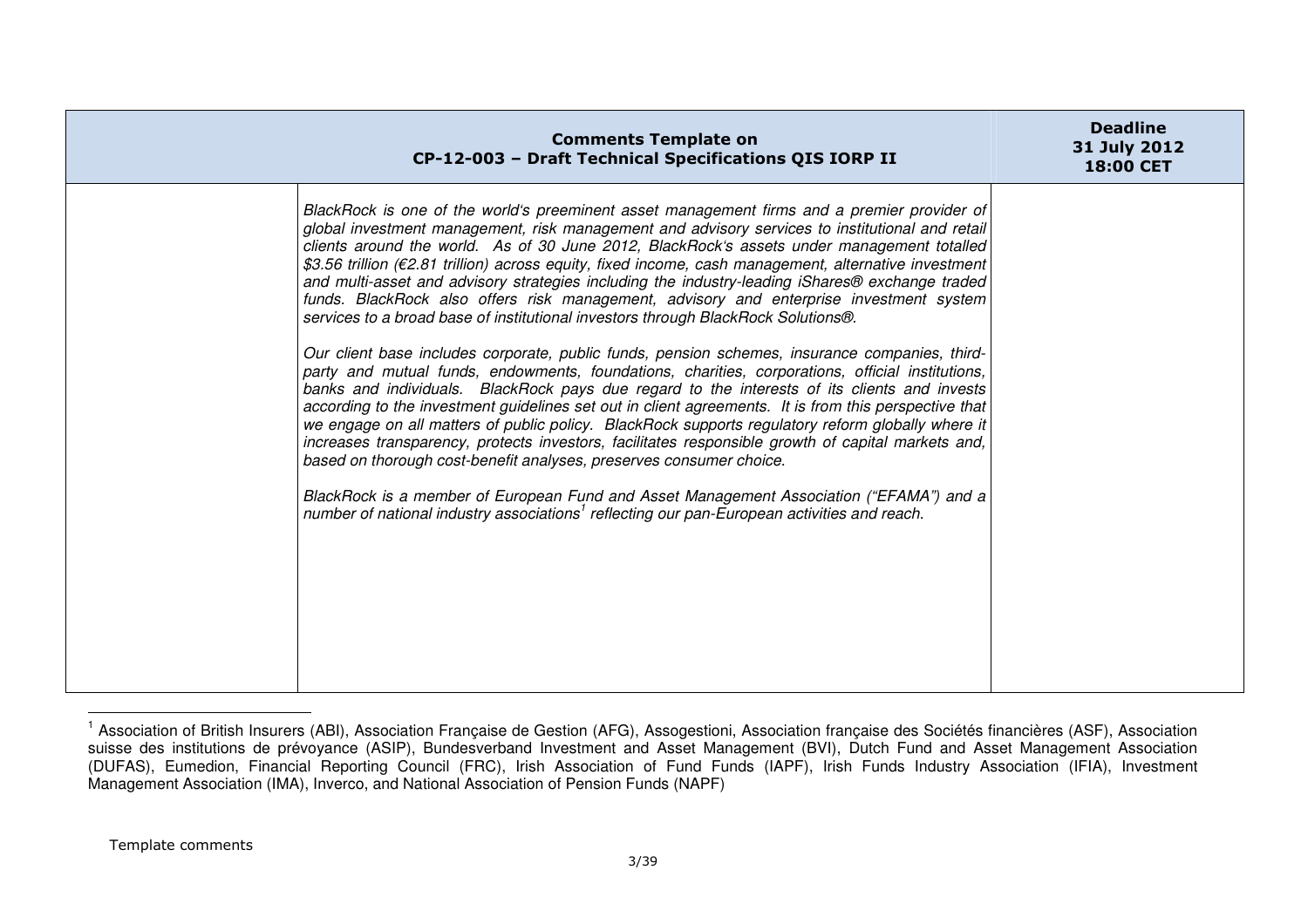| Comments Template on CP-12-003 – Draft Technical Specifications QIS IORP II | | Deadline 31 July 2012 18:00 CET |
|---|---|---|
| | *BlackRock is one of the world's preeminent asset management firms and a premier provider of global investment management, risk management and advisory services to institutional and retail clients around the world. As of 30 June 2012, BlackRock's assets under management totalled $3.56 trillion (€2.81 trillion) across equity, fixed income, cash management, alternative investment and multi-asset and advisory strategies including the industry-leading iShares® exchange traded funds. BlackRock also offers risk management, advisory and enterprise investment system services to a broad base of institutional investors through BlackRock Solutions®.*<br><br>*Our client base includes corporate, public funds, pension schemes, insurance companies, third-party and mutual funds, endowments, foundations, charities, corporations, official institutions, banks and individuals. BlackRock pays due regard to the interests of its clients and invests according to the investment guidelines set out in client agreements. It is from this perspective that we engage on all matters of public policy. BlackRock supports regulatory reform globally where it increases transparency, protects investors, facilitates responsible growth of capital markets and, based on thorough cost-benefit analyses, preserves consumer choice.*<br><br>*BlackRock is a member of European Fund and Asset Management Association ("EFAMA") and a number of national industry associations[1] reflecting our pan-European activities and reach.* | |

[1] Association of British Insurers (ABI), Association Française de Gestion (AFG), Assogestioni, Association française des Sociétés financières (ASF), Association suisse des institutions de prévoyance (ASIP), Bundesverband Investment and Asset Management (BVI), Dutch Fund and Asset Management Association (DUFAS), Eumedion, Financial Reporting Council (FRC), Irish Association of Fund Funds (IAPF), Irish Funds Industry Association (IFIA), Investment Management Association (IMA), Inverco, and National Association of Pension Funds (NAPF)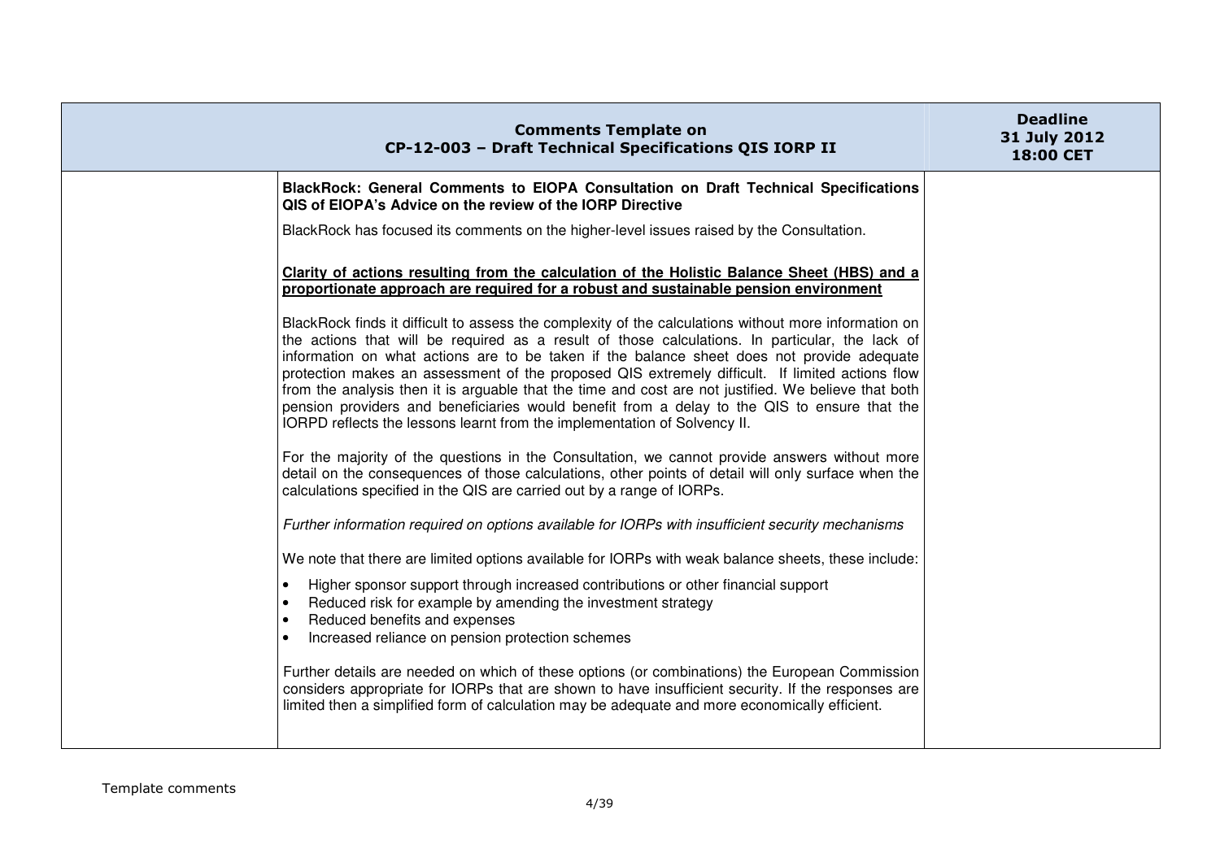| Comments Template on CP-12-003 – Draft Technical Specifications QIS IORP II | | Deadline 31 July 2012 18:00 CET |
|---|---|---|
| | **BlackRock: General Comments to EIOPA Consultation on Draft Technical Specifications QIS of EIOPA's Advice on the review of the IORP Directive**<br><br>BlackRock has focused its comments on the higher-level issues raised by the Consultation.<br><br>**Clarity of actions resulting from the calculation of the Holistic Balance Sheet (HBS) and a proportionate approach are required for a robust and sustainable pension environment**<br><br>BlackRock finds it difficult to assess the complexity of the calculations without more information on the actions that will be required as a result of those calculations. In particular, the lack of information on what actions are to be taken if the balance sheet does not provide adequate protection makes an assessment of the proposed QIS extremely difficult. If limited actions flow from the analysis then it is arguable that the time and cost are not justified. We believe that both pension providers and beneficiaries would benefit from a delay to the QIS to ensure that the IORPD reflects the lessons learnt from the implementation of Solvency II.<br><br>For the majority of the questions in the Consultation, we cannot provide answers without more detail on the consequences of those calculations, other points of detail will only surface when the calculations specified in the QIS are carried out by a range of IORPs.<br><br>*Further information required on options available for IORPs with insufficient security mechanisms*<br><br>We note that there are limited options available for IORPs with weak balance sheets, these include:<br><br>• Higher sponsor support through increased contributions or other financial support<br>• Reduced risk for example by amending the investment strategy<br>• Reduced benefits and expenses<br>• Increased reliance on pension protection schemes<br><br>Further details are needed on which of these options (or combinations) the European Commission considers appropriate for IORPs that are shown to have insufficient security. If the responses are limited then a simplified form of calculation may be adequate and more economically efficient. | |

Template comments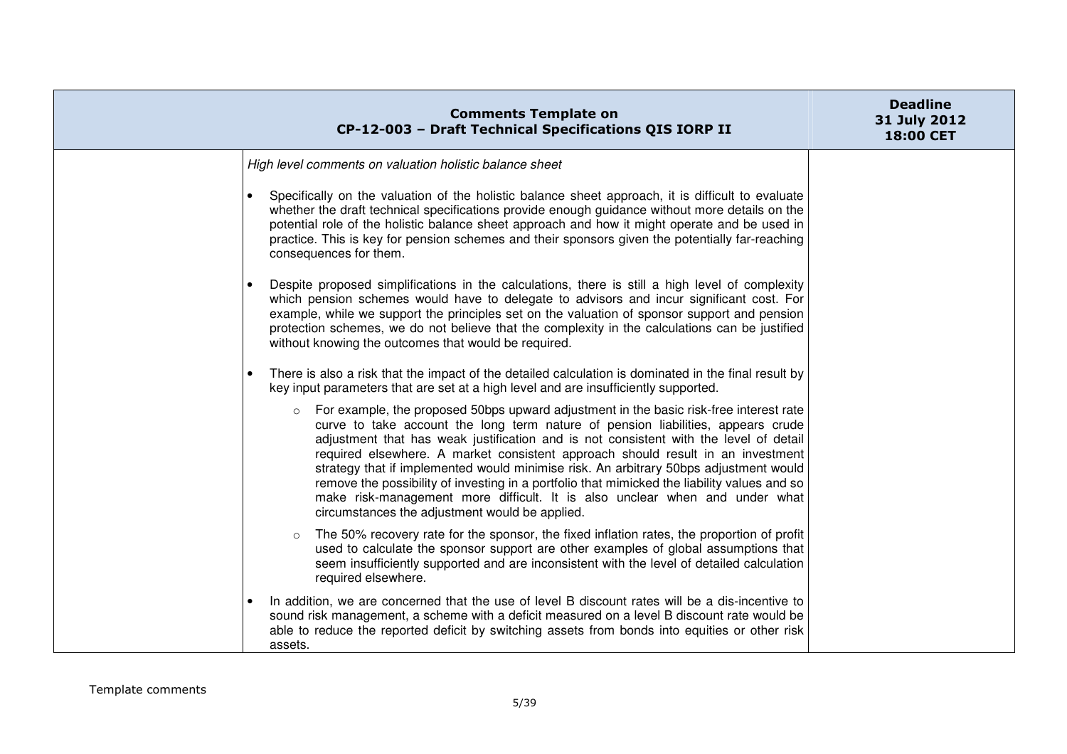| | Comments Template on CP-12-003 – Draft Technical Specifications QIS IORP II | Deadline 31 July 2012 18:00 CET |
|---|---|---|
| | *High level comments on valuation holistic balance sheet*<br><br>• Specifically on the valuation of the holistic balance sheet approach, it is difficult to evaluate whether the draft technical specifications provide enough guidance without more details on the potential role of the holistic balance sheet approach and how it might operate and be used in practice. This is key for pension schemes and their sponsors given the potentially far-reaching consequences for them.<br><br>• Despite proposed simplifications in the calculations, there is still a high level of complexity which pension schemes would have to delegate to advisors and incur significant cost. For example, while we support the principles set on the valuation of sponsor support and pension protection schemes, we do not believe that the complexity in the calculations can be justified without knowing the outcomes that would be required.<br><br>• There is also a risk that the impact of the detailed calculation is dominated in the final result by key input parameters that are set at a high level and are insufficiently supported.<br><br>&nbsp;&nbsp;&nbsp;&nbsp;○ For example, the proposed 50bps upward adjustment in the basic risk-free interest rate curve to take account the long term nature of pension liabilities, appears crude adjustment that has weak justification and is not consistent with the level of detail required elsewhere. A market consistent approach should result in an investment strategy that if implemented would minimise risk. An arbitrary 50bps adjustment would remove the possibility of investing in a portfolio that mimicked the liability values and so make risk-management more difficult. It is also unclear when and under what circumstances the adjustment would be applied.<br><br>&nbsp;&nbsp;&nbsp;&nbsp;○ The 50% recovery rate for the sponsor, the fixed inflation rates, the proportion of profit used to calculate the sponsor support are other examples of global assumptions that seem insufficiently supported and are inconsistent with the level of detailed calculation required elsewhere.<br><br>• In addition, we are concerned that the use of level B discount rates will be a dis-incentive to sound risk management, a scheme with a deficit measured on a level B discount rate would be able to reduce the reported deficit by switching assets from bonds into equities or other risk assets. | |

Template comments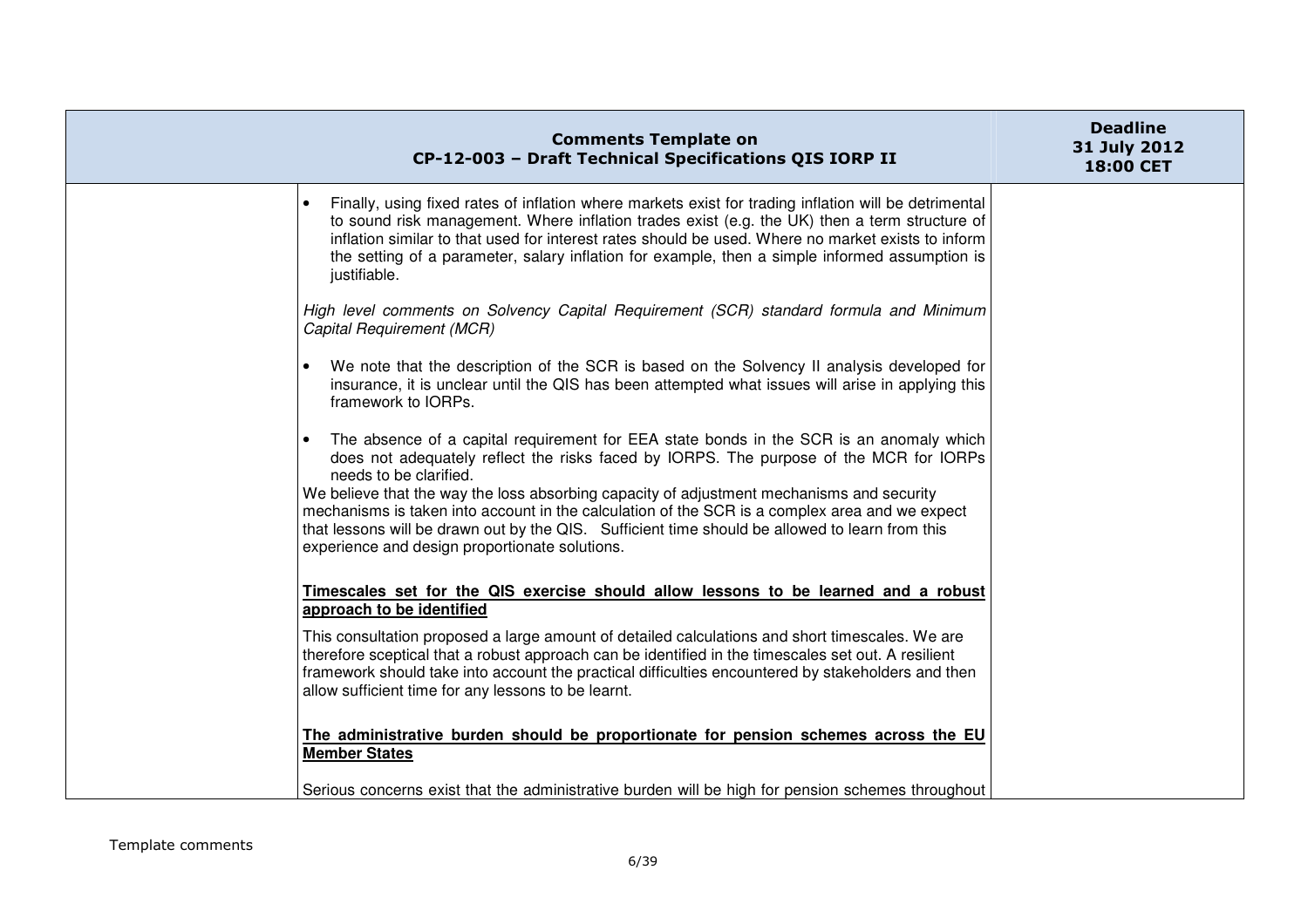| Comments Template on CP-12-003 – Draft Technical Specifications QIS IORP II | | Deadline 31 July 2012 18:00 CET |
|---|---|---|
| | • Finally, using fixed rates of inflation where markets exist for trading inflation will be detrimental to sound risk management. Where inflation trades exist (e.g. the UK) then a term structure of inflation similar to that used for interest rates should be used. Where no market exists to inform the setting of a parameter, salary inflation for example, then a simple informed assumption is justifiable.<br><br>*High level comments on Solvency Capital Requirement (SCR) standard formula and Minimum Capital Requirement (MCR)*<br><br>• We note that the description of the SCR is based on the Solvency II analysis developed for insurance, it is unclear until the QIS has been attempted what issues will arise in applying this framework to IORPs.<br><br>• The absence of a capital requirement for EEA state bonds in the SCR is an anomaly which does not adequately reflect the risks faced by IORPS. The purpose of the MCR for IORPs needs to be clarified.<br>We believe that the way the loss absorbing capacity of adjustment mechanisms and security mechanisms is taken into account in the calculation of the SCR is a complex area and we expect that lessons will be drawn out by the QIS. Sufficient time should be allowed to learn from this experience and design proportionate solutions.<br><br>**<u>Timescales set for the QIS exercise should allow lessons to be learned and a robust approach to be identified</u>**<br><br>This consultation proposed a large amount of detailed calculations and short timescales. We are therefore sceptical that a robust approach can be identified in the timescales set out. A resilient framework should take into account the practical difficulties encountered by stakeholders and then allow sufficient time for any lessons to be learnt.<br><br>**<u>The administrative burden should be proportionate for pension schemes across the EU Member States</u>**<br><br>Serious concerns exist that the administrative burden will be high for pension schemes throughout | |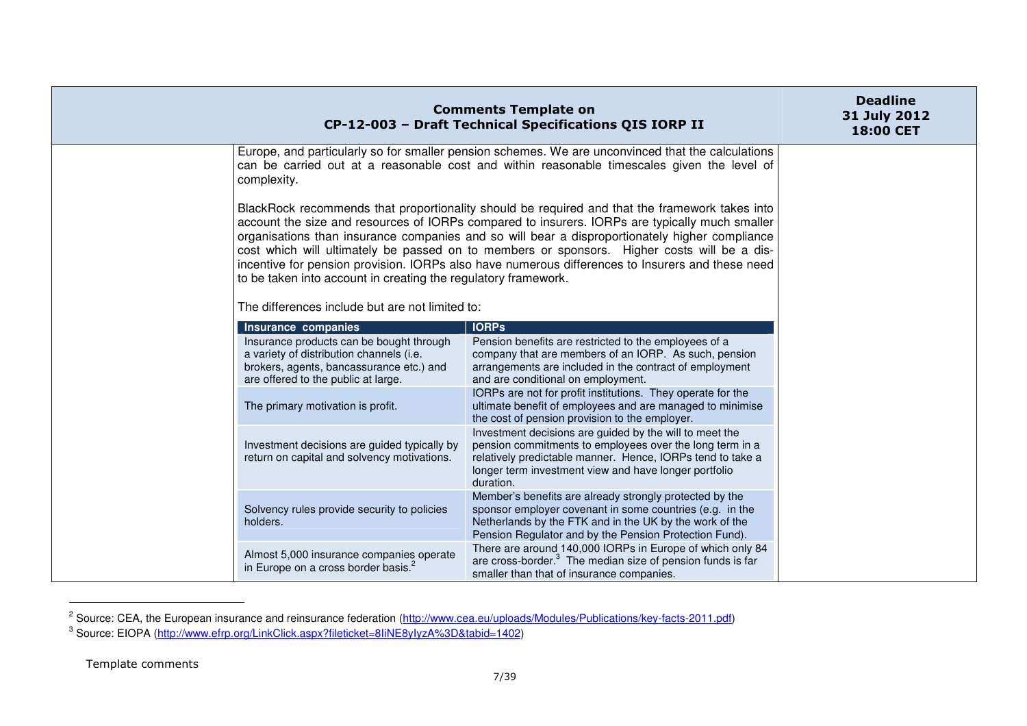Europe, and particularly so for smaller pension schemes. We are unconvinced that the calculations can be carried out at a reasonable cost and within reasonable timescales given the level of complexity.

BlackRock recommends that proportionality should be required and that the framework takes into account the size and resources of IORPs compared to insurers. IORPs are typically much smaller organisations than insurance companies and so will bear a disproportionately higher compliance cost which will ultimately be passed on to members or sponsors. Higher costs will be a dis-incentive for pension provision. IORPs also have numerous differences to Insurers and these need to be taken into account in creating the regulatory framework.

The differences include but are not limited to:

| Insurance companies | IORPs |
|---|---|
| Insurance products can be bought through a variety of distribution channels (i.e. brokers, agents, bancassurance etc.) and are offered to the public at large. | Pension benefits are restricted to the employees of a company that are members of an IORP. As such, pension arrangements are included in the contract of employment and are conditional on employment. |
| The primary motivation is profit. | IORPs are not for profit institutions. They operate for the ultimate benefit of employees and are managed to minimise the cost of pension provision to the employer. |
| Investment decisions are guided typically by return on capital and solvency motivations. | Investment decisions are guided by the will to meet the pension commitments to employees over the long term in a relatively predictable manner. Hence, IORPs tend to take a longer term investment view and have longer portfolio duration. |
| Solvency rules provide security to policies holders. | Member's benefits are already strongly protected by the sponsor employer covenant in some countries (e.g. in the Netherlands by the FTK and in the UK by the work of the Pension Regulator and by the Pension Protection Fund). |
| Almost 5,000 insurance companies operate in Europe on a cross border basis.[2] | There are around 140,000 IORPs in Europe of which only 84 are cross-border.[3] The median size of pension funds is far smaller than that of insurance companies. |

[2] Source: CEA, the European insurance and reinsurance federation (http://www.cea.eu/uploads/Modules/Publications/key-facts-2011.pdf)

[3] Source: EIOPA (http://www.efrp.org/LinkClick.aspx?fileticket=8IiNE8yIyzA%3D&tabid=1402)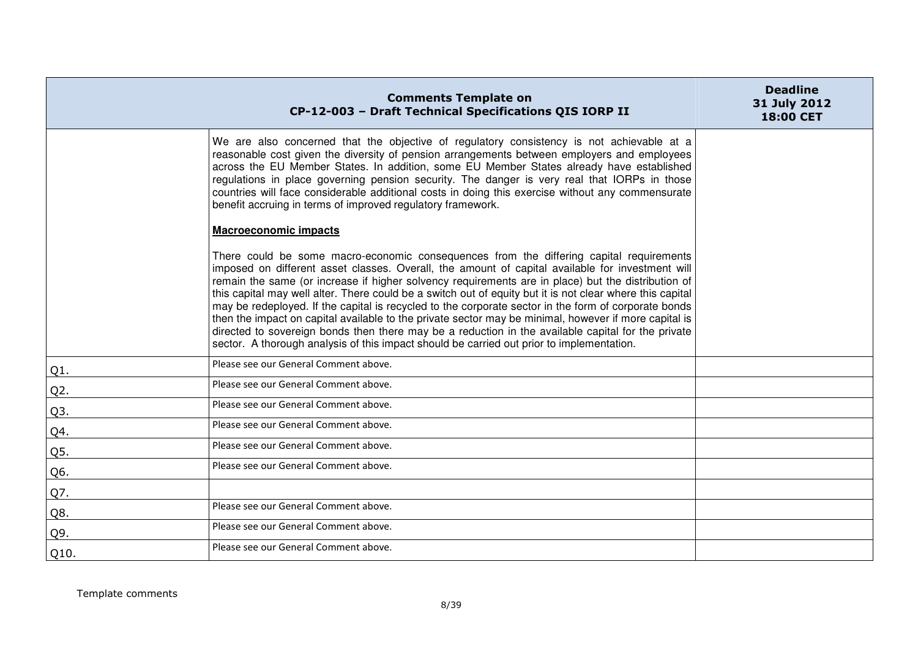| Comments Template on CP-12-003 – Draft Technical Specifications QIS IORP II | | Deadline 31 July 2012 18:00 CET |
|---|---|---|
| | We are also concerned that the objective of regulatory consistency is not achievable at a reasonable cost given the diversity of pension arrangements between employers and employees across the EU Member States. In addition, some EU Member States already have established regulations in place governing pension security. The danger is very real that IORPs in those countries will face considerable additional costs in doing this exercise without any commensurate benefit accruing in terms of improved regulatory framework.<br><br>**Macroeconomic impacts**<br><br>There could be some macro-economic consequences from the differing capital requirements imposed on different asset classes. Overall, the amount of capital available for investment will remain the same (or increase if higher solvency requirements are in place) but the distribution of this capital may well alter. There could be a switch out of equity but it is not clear where this capital may be redeployed. If the capital is recycled to the corporate sector in the form of corporate bonds then the impact on capital available to the private sector may be minimal, however if more capital is directed to sovereign bonds then there may be a reduction in the available capital for the private sector. A thorough analysis of this impact should be carried out prior to implementation. | |
| Q1. | Please see our General Comment above. | |
| Q2. | Please see our General Comment above. | |
| Q3. | Please see our General Comment above. | |
| Q4. | Please see our General Comment above. | |
| Q5. | Please see our General Comment above. | |
| Q6. | Please see our General Comment above. | |
| Q7. | | |
| Q8. | Please see our General Comment above. | |
| Q9. | Please see our General Comment above. | |
| Q10. | Please see our General Comment above. | |

Template comments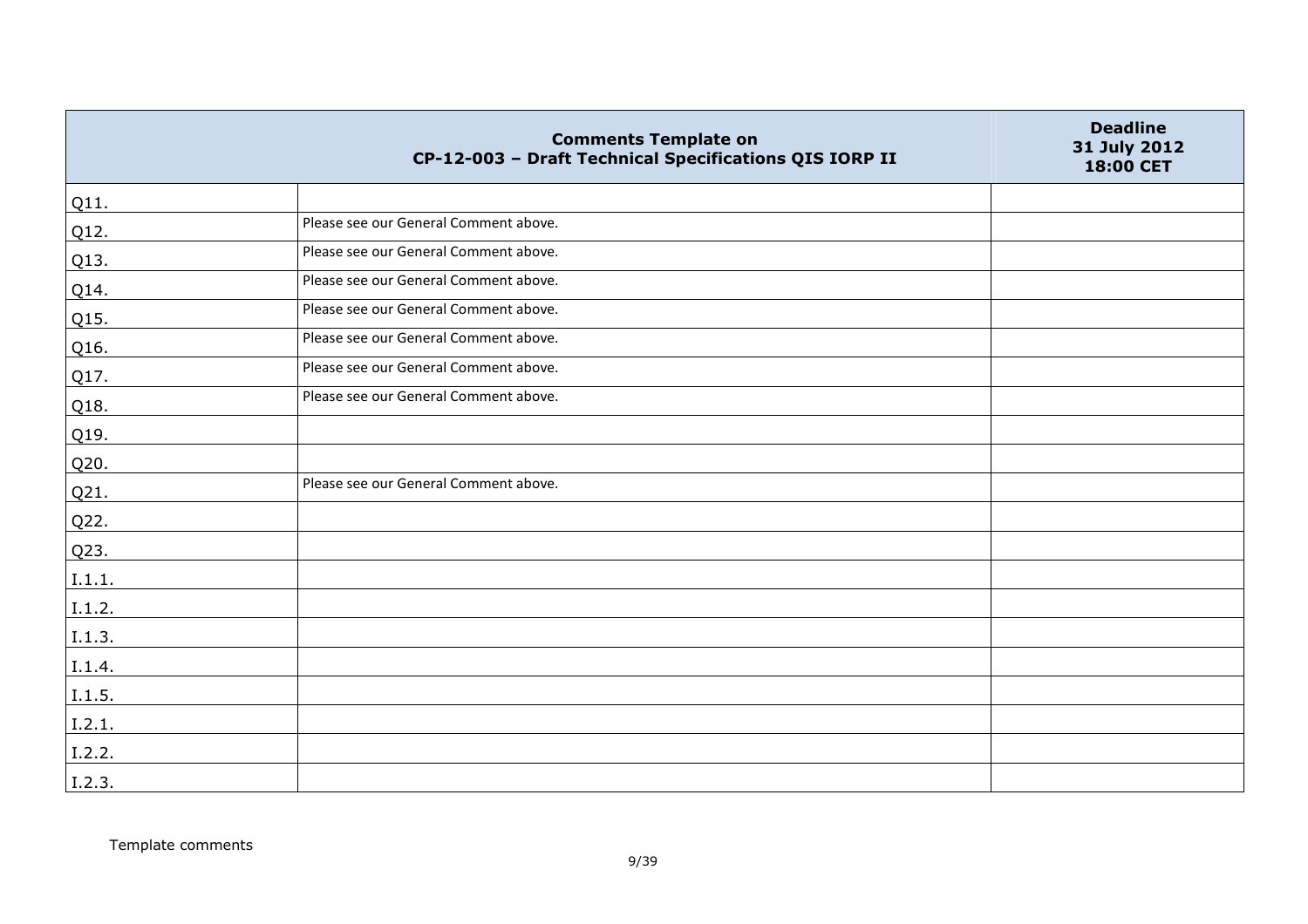| Comments Template on CP-12-003 – Draft Technical Specifications QIS IORP II | | Deadline 31 July 2012 18:00 CET |
|---|---|---|
| Q11. | | |
| Q12. | Please see our General Comment above. | |
| Q13. | Please see our General Comment above. | |
| Q14. | Please see our General Comment above. | |
| Q15. | Please see our General Comment above. | |
| Q16. | Please see our General Comment above. | |
| Q17. | Please see our General Comment above. | |
| Q18. | Please see our General Comment above. | |
| Q19. | | |
| Q20. | | |
| Q21. | Please see our General Comment above. | |
| Q22. | | |
| Q23. | | |
| I.1.1. | | |
| I.1.2. | | |
| I.1.3. | | |
| I.1.4. | | |
| I.1.5. | | |
| I.2.1. | | |
| I.2.2. | | |
| I.2.3. | | |

Template comments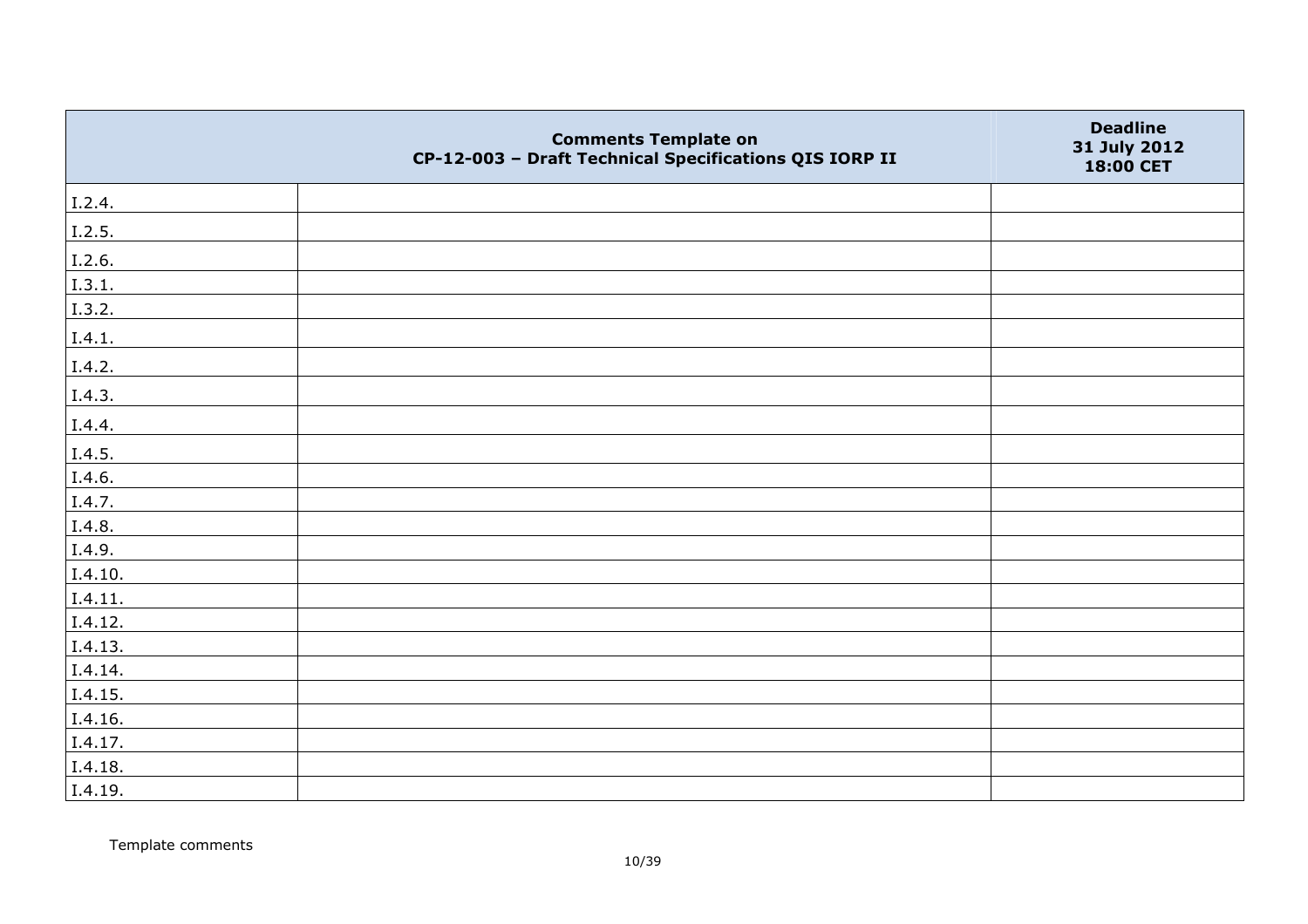|  | Comments Template on CP-12-003 – Draft Technical Specifications QIS IORP II | Deadline 31 July 2012 18:00 CET |
|---|---|---|
| I.2.4. |  |  |
| I.2.5. |  |  |
| I.2.6. |  |  |
| I.3.1. |  |  |
| I.3.2. |  |  |
| I.4.1. |  |  |
| I.4.2. |  |  |
| I.4.3. |  |  |
| I.4.4. |  |  |
| I.4.5. |  |  |
| I.4.6. |  |  |
| I.4.7. |  |  |
| I.4.8. |  |  |
| I.4.9. |  |  |
| I.4.10. |  |  |
| I.4.11. |  |  |
| I.4.12. |  |  |
| I.4.13. |  |  |
| I.4.14. |  |  |
| I.4.15. |  |  |
| I.4.16. |  |  |
| I.4.17. |  |  |
| I.4.18. |  |  |
| I.4.19. |  |  |

Template comments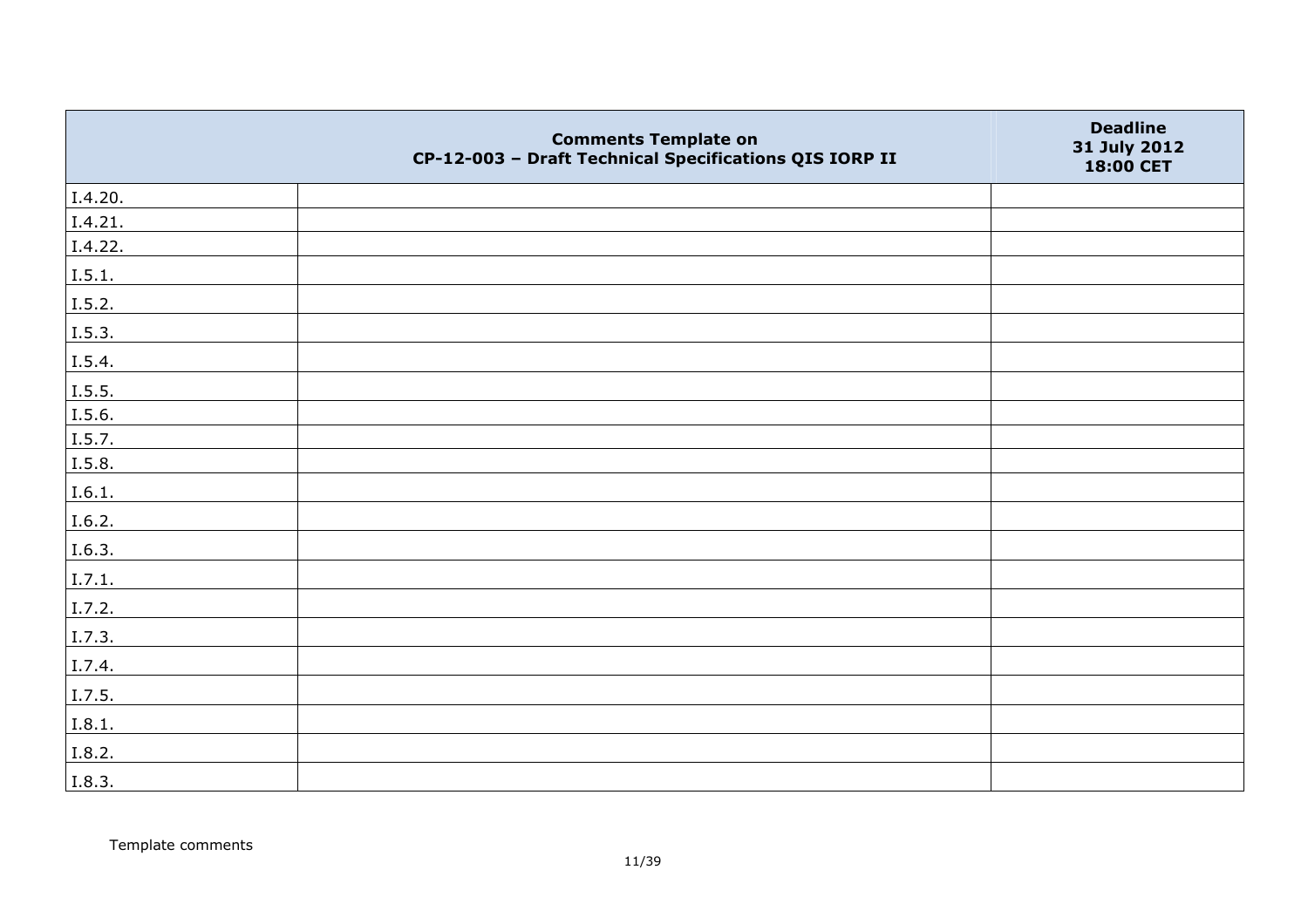| | Comments Template on CP-12-003 – Draft Technical Specifications QIS IORP II | Deadline 31 July 2012 18:00 CET |
|---|---|---|
| I.4.20. | | |
| I.4.21. | | |
| I.4.22. | | |
| I.5.1. | | |
| I.5.2. | | |
| I.5.3. | | |
| I.5.4. | | |
| I.5.5. | | |
| I.5.6. | | |
| I.5.7. | | |
| I.5.8. | | |
| I.6.1. | | |
| I.6.2. | | |
| I.6.3. | | |
| I.7.1. | | |
| I.7.2. | | |
| I.7.3. | | |
| I.7.4. | | |
| I.7.5. | | |
| I.8.1. | | |
| I.8.2. | | |
| I.8.3. | | |

Template comments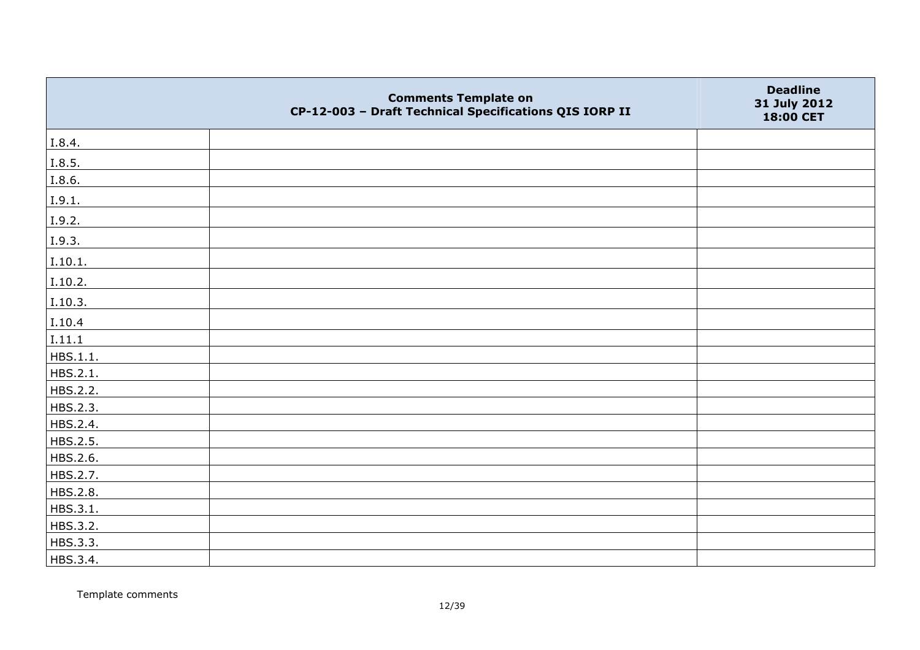| | Comments Template on CP-12-003 – Draft Technical Specifications QIS IORP II | Deadline 31 July 2012 18:00 CET |
|---|---|---|
| I.8.4. | | |
| I.8.5. | | |
| I.8.6. | | |
| I.9.1. | | |
| I.9.2. | | |
| I.9.3. | | |
| I.10.1. | | |
| I.10.2. | | |
| I.10.3. | | |
| I.10.4 | | |
| I.11.1 | | |
| HBS.1.1. | | |
| HBS.2.1. | | |
| HBS.2.2. | | |
| HBS.2.3. | | |
| HBS.2.4. | | |
| HBS.2.5. | | |
| HBS.2.6. | | |
| HBS.2.7. | | |
| HBS.2.8. | | |
| HBS.3.1. | | |
| HBS.3.2. | | |
| HBS.3.3. | | |
| HBS.3.4. | | |

Template comments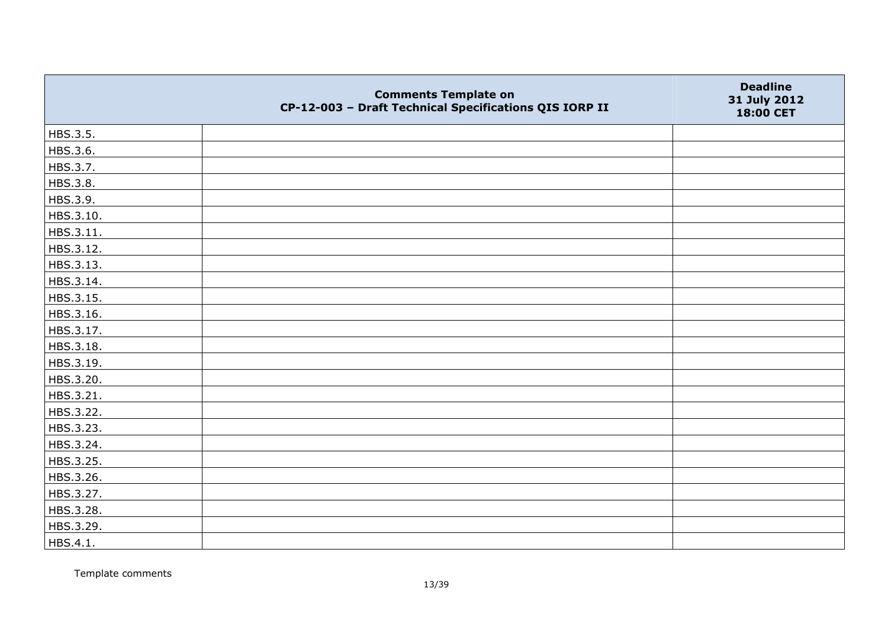| | Comments Template on CP-12-003 – Draft Technical Specifications QIS IORP II | Deadline 31 July 2012 18:00 CET |
|---|---|---|
| HBS.3.5. | | |
| HBS.3.6. | | |
| HBS.3.7. | | |
| HBS.3.8. | | |
| HBS.3.9. | | |
| HBS.3.10. | | |
| HBS.3.11. | | |
| HBS.3.12. | | |
| HBS.3.13. | | |
| HBS.3.14. | | |
| HBS.3.15. | | |
| HBS.3.16. | | |
| HBS.3.17. | | |
| HBS.3.18. | | |
| HBS.3.19. | | |
| HBS.3.20. | | |
| HBS.3.21. | | |
| HBS.3.22. | | |
| HBS.3.23. | | |
| HBS.3.24. | | |
| HBS.3.25. | | |
| HBS.3.26. | | |
| HBS.3.27. | | |
| HBS.3.28. | | |
| HBS.3.29. | | |
| HBS.4.1. | | |

Template comments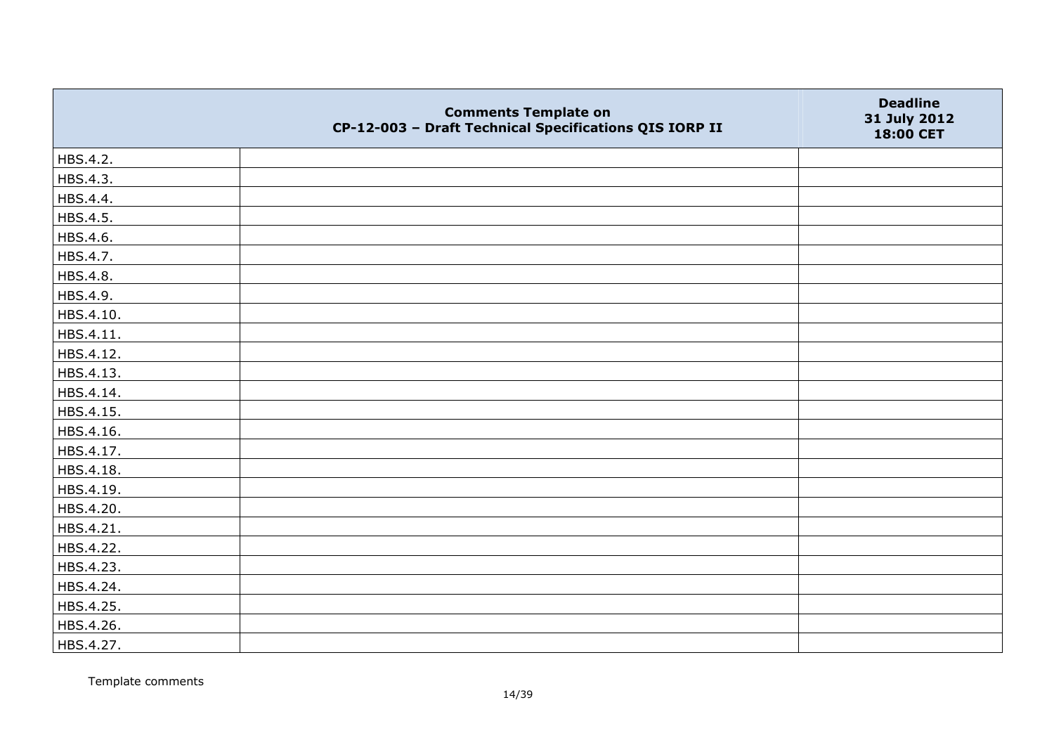| | Comments Template on CP-12-003 – Draft Technical Specifications QIS IORP II | Deadline 31 July 2012 18:00 CET |
|---|---|---|
| HBS.4.2. | | |
| HBS.4.3. | | |
| HBS.4.4. | | |
| HBS.4.5. | | |
| HBS.4.6. | | |
| HBS.4.7. | | |
| HBS.4.8. | | |
| HBS.4.9. | | |
| HBS.4.10. | | |
| HBS.4.11. | | |
| HBS.4.12. | | |
| HBS.4.13. | | |
| HBS.4.14. | | |
| HBS.4.15. | | |
| HBS.4.16. | | |
| HBS.4.17. | | |
| HBS.4.18. | | |
| HBS.4.19. | | |
| HBS.4.20. | | |
| HBS.4.21. | | |
| HBS.4.22. | | |
| HBS.4.23. | | |
| HBS.4.24. | | |
| HBS.4.25. | | |
| HBS.4.26. | | |
| HBS.4.27. | | |

Template comments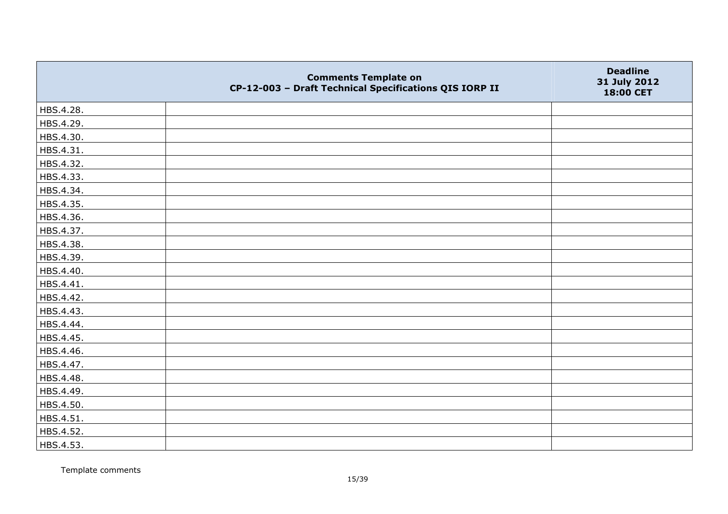|  | Comments Template on CP-12-003 – Draft Technical Specifications QIS IORP II | Deadline 31 July 2012 18:00 CET |
|---|---|---|
| HBS.4.28. |  |  |
| HBS.4.29. |  |  |
| HBS.4.30. |  |  |
| HBS.4.31. |  |  |
| HBS.4.32. |  |  |
| HBS.4.33. |  |  |
| HBS.4.34. |  |  |
| HBS.4.35. |  |  |
| HBS.4.36. |  |  |
| HBS.4.37. |  |  |
| HBS.4.38. |  |  |
| HBS.4.39. |  |  |
| HBS.4.40. |  |  |
| HBS.4.41. |  |  |
| HBS.4.42. |  |  |
| HBS.4.43. |  |  |
| HBS.4.44. |  |  |
| HBS.4.45. |  |  |
| HBS.4.46. |  |  |
| HBS.4.47. |  |  |
| HBS.4.48. |  |  |
| HBS.4.49. |  |  |
| HBS.4.50. |  |  |
| HBS.4.51. |  |  |
| HBS.4.52. |  |  |
| HBS.4.53. |  |  |

Template comments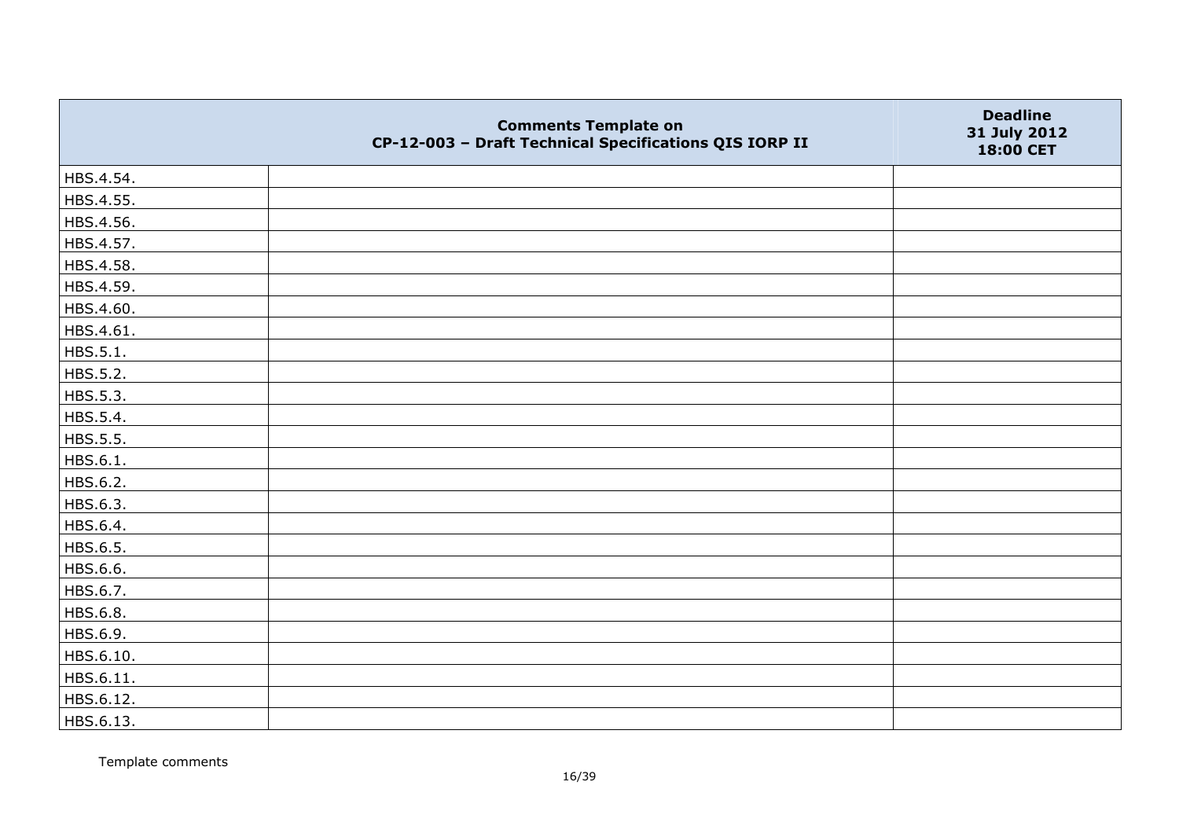| | Comments Template on CP-12-003 – Draft Technical Specifications QIS IORP II | Deadline 31 July 2012 18:00 CET |
|---|---|---|
| HBS.4.54. | | |
| HBS.4.55. | | |
| HBS.4.56. | | |
| HBS.4.57. | | |
| HBS.4.58. | | |
| HBS.4.59. | | |
| HBS.4.60. | | |
| HBS.4.61. | | |
| HBS.5.1. | | |
| HBS.5.2. | | |
| HBS.5.3. | | |
| HBS.5.4. | | |
| HBS.5.5. | | |
| HBS.6.1. | | |
| HBS.6.2. | | |
| HBS.6.3. | | |
| HBS.6.4. | | |
| HBS.6.5. | | |
| HBS.6.6. | | |
| HBS.6.7. | | |
| HBS.6.8. | | |
| HBS.6.9. | | |
| HBS.6.10. | | |
| HBS.6.11. | | |
| HBS.6.12. | | |
| HBS.6.13. | | |

Template comments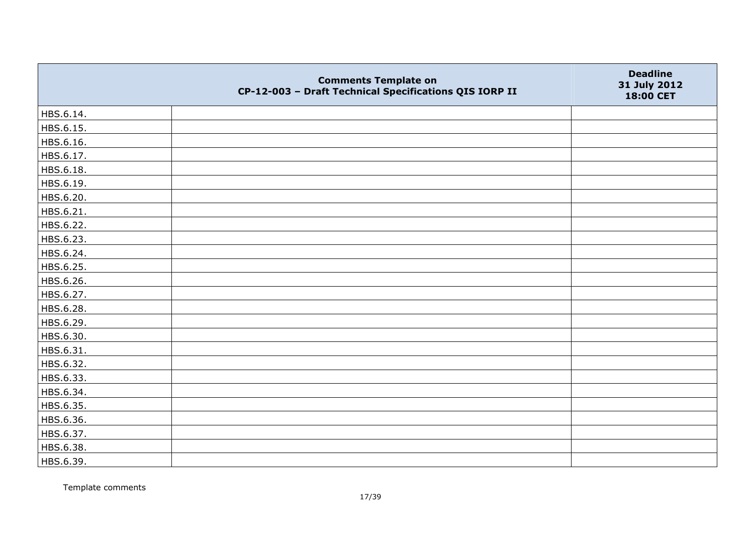| | Comments Template on CP-12-003 – Draft Technical Specifications QIS IORP II | Deadline 31 July 2012 18:00 CET |
|---|---|---|
| HBS.6.14. | | |
| HBS.6.15. | | |
| HBS.6.16. | | |
| HBS.6.17. | | |
| HBS.6.18. | | |
| HBS.6.19. | | |
| HBS.6.20. | | |
| HBS.6.21. | | |
| HBS.6.22. | | |
| HBS.6.23. | | |
| HBS.6.24. | | |
| HBS.6.25. | | |
| HBS.6.26. | | |
| HBS.6.27. | | |
| HBS.6.28. | | |
| HBS.6.29. | | |
| HBS.6.30. | | |
| HBS.6.31. | | |
| HBS.6.32. | | |
| HBS.6.33. | | |
| HBS.6.34. | | |
| HBS.6.35. | | |
| HBS.6.36. | | |
| HBS.6.37. | | |
| HBS.6.38. | | |
| HBS.6.39. | | |

Template comments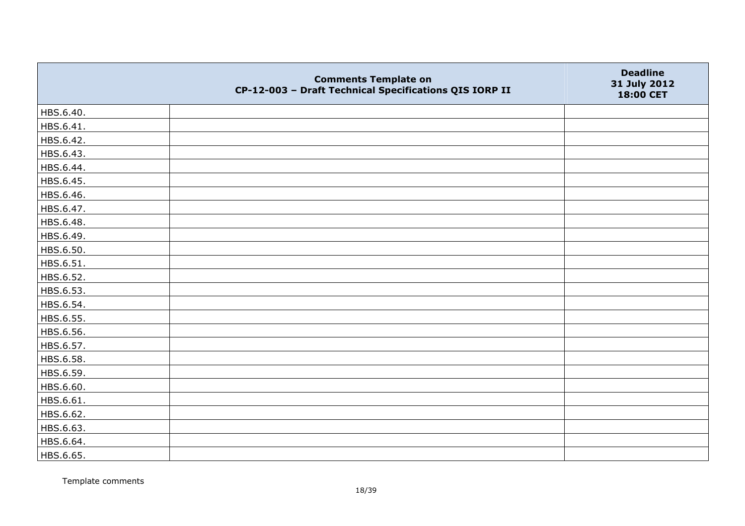| | Comments Template on CP-12-003 – Draft Technical Specifications QIS IORP II | Deadline 31 July 2012 18:00 CET |
|---|---|---|
| HBS.6.40. | | |
| HBS.6.41. | | |
| HBS.6.42. | | |
| HBS.6.43. | | |
| HBS.6.44. | | |
| HBS.6.45. | | |
| HBS.6.46. | | |
| HBS.6.47. | | |
| HBS.6.48. | | |
| HBS.6.49. | | |
| HBS.6.50. | | |
| HBS.6.51. | | |
| HBS.6.52. | | |
| HBS.6.53. | | |
| HBS.6.54. | | |
| HBS.6.55. | | |
| HBS.6.56. | | |
| HBS.6.57. | | |
| HBS.6.58. | | |
| HBS.6.59. | | |
| HBS.6.60. | | |
| HBS.6.61. | | |
| HBS.6.62. | | |
| HBS.6.63. | | |
| HBS.6.64. | | |
| HBS.6.65. | | |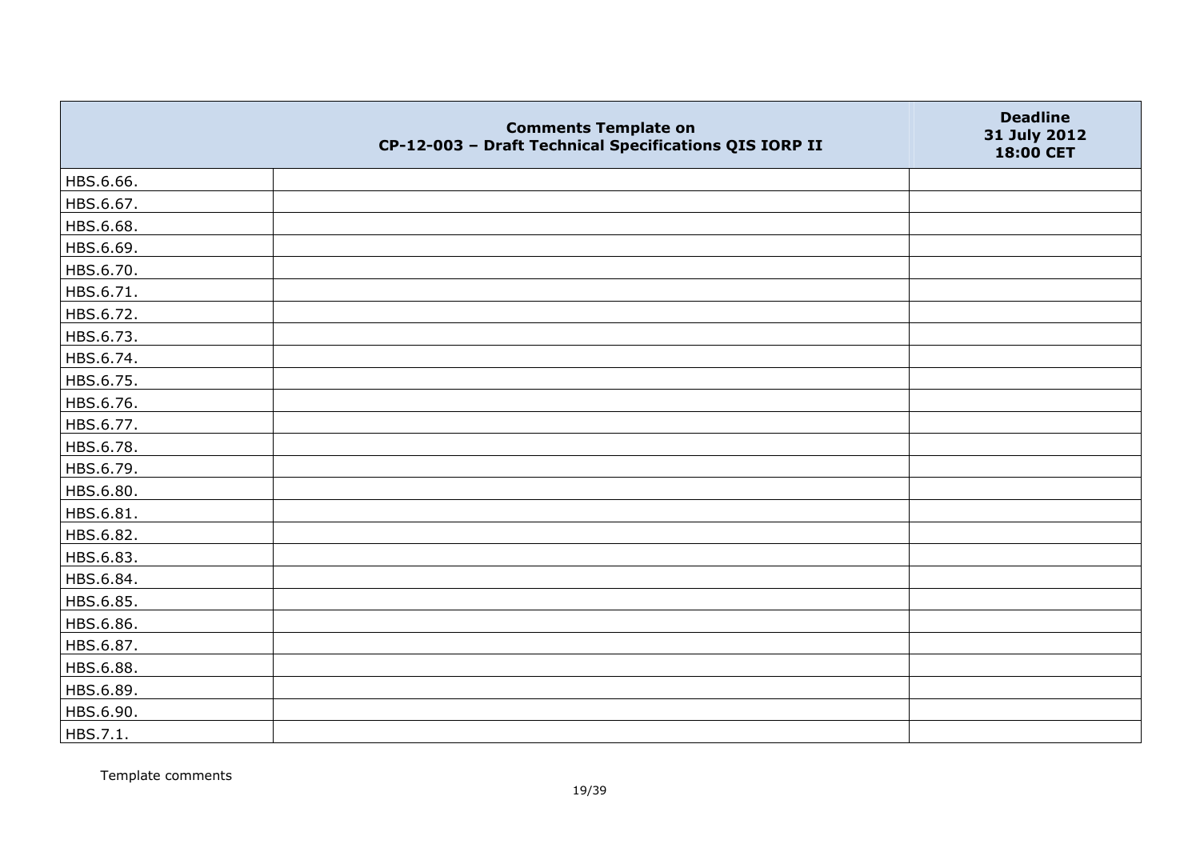|  | Comments Template on CP-12-003 – Draft Technical Specifications QIS IORP II | Deadline 31 July 2012 18:00 CET |
|---|---|---|
| HBS.6.66. |  |  |
| HBS.6.67. |  |  |
| HBS.6.68. |  |  |
| HBS.6.69. |  |  |
| HBS.6.70. |  |  |
| HBS.6.71. |  |  |
| HBS.6.72. |  |  |
| HBS.6.73. |  |  |
| HBS.6.74. |  |  |
| HBS.6.75. |  |  |
| HBS.6.76. |  |  |
| HBS.6.77. |  |  |
| HBS.6.78. |  |  |
| HBS.6.79. |  |  |
| HBS.6.80. |  |  |
| HBS.6.81. |  |  |
| HBS.6.82. |  |  |
| HBS.6.83. |  |  |
| HBS.6.84. |  |  |
| HBS.6.85. |  |  |
| HBS.6.86. |  |  |
| HBS.6.87. |  |  |
| HBS.6.88. |  |  |
| HBS.6.89. |  |  |
| HBS.6.90. |  |  |
| HBS.7.1. |  |  |

Template comments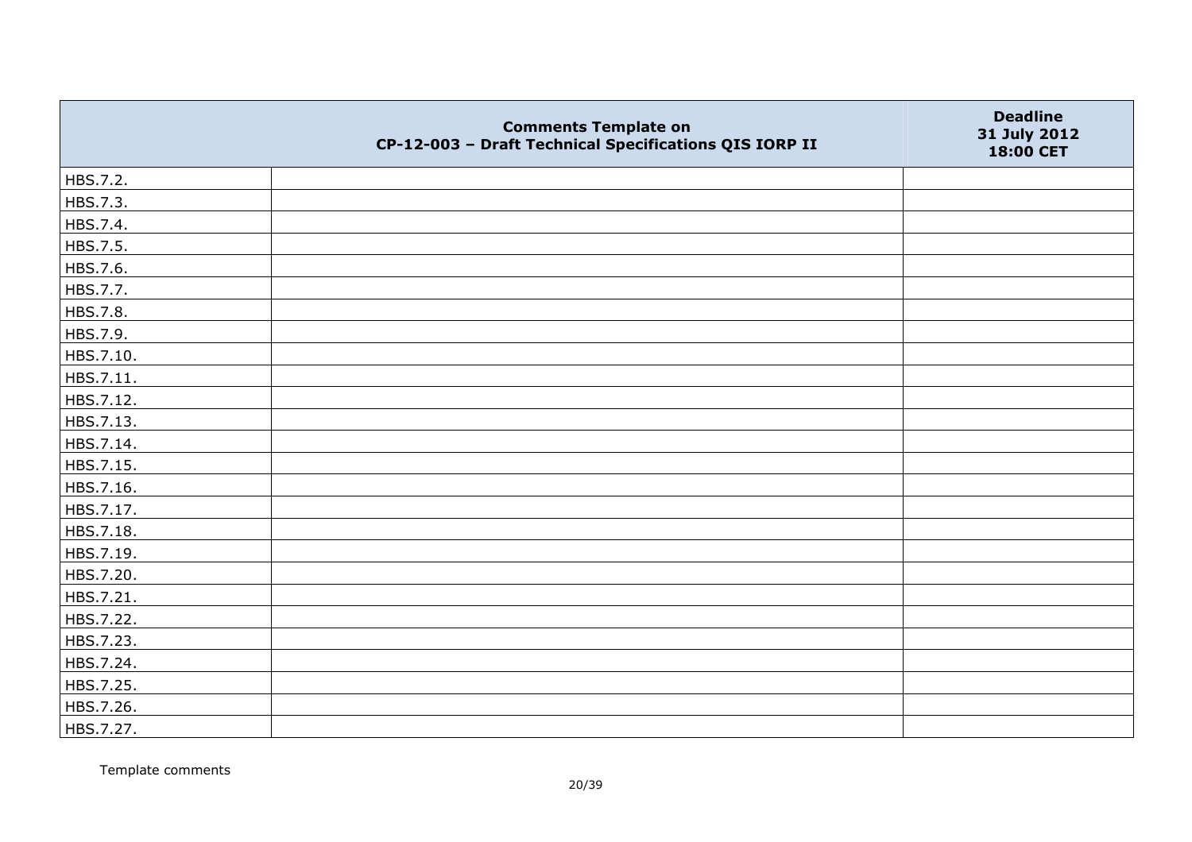| | Comments Template on CP-12-003 – Draft Technical Specifications QIS IORP II | Deadline 31 July 2012 18:00 CET |
|---|---|---|
| HBS.7.2. | | |
| HBS.7.3. | | |
| HBS.7.4. | | |
| HBS.7.5. | | |
| HBS.7.6. | | |
| HBS.7.7. | | |
| HBS.7.8. | | |
| HBS.7.9. | | |
| HBS.7.10. | | |
| HBS.7.11. | | |
| HBS.7.12. | | |
| HBS.7.13. | | |
| HBS.7.14. | | |
| HBS.7.15. | | |
| HBS.7.16. | | |
| HBS.7.17. | | |
| HBS.7.18. | | |
| HBS.7.19. | | |
| HBS.7.20. | | |
| HBS.7.21. | | |
| HBS.7.22. | | |
| HBS.7.23. | | |
| HBS.7.24. | | |
| HBS.7.25. | | |
| HBS.7.26. | | |
| HBS.7.27. | | |

Template comments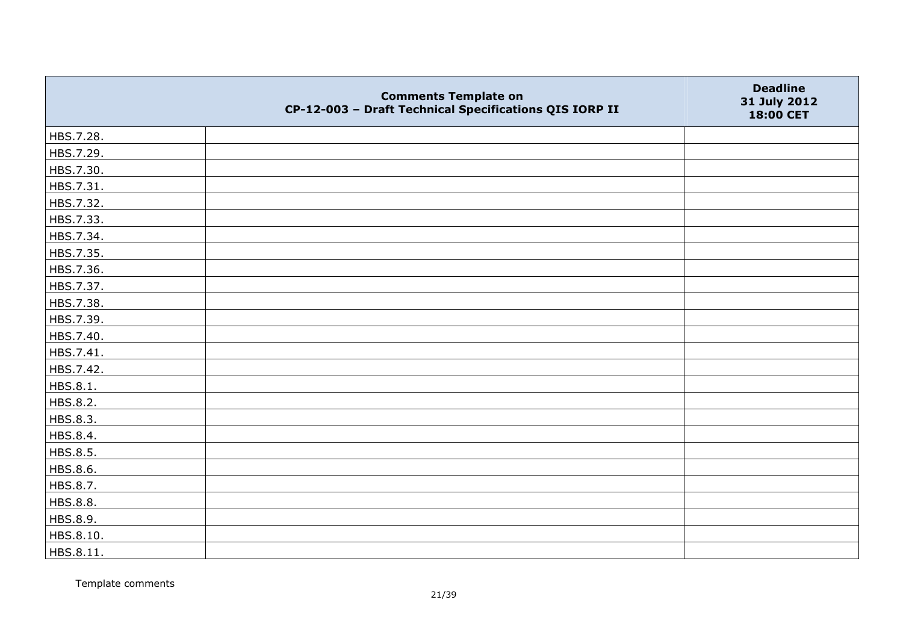| | Comments Template on CP-12-003 – Draft Technical Specifications QIS IORP II | Deadline 31 July 2012 18:00 CET |
|---|---|---|
| HBS.7.28. | | |
| HBS.7.29. | | |
| HBS.7.30. | | |
| HBS.7.31. | | |
| HBS.7.32. | | |
| HBS.7.33. | | |
| HBS.7.34. | | |
| HBS.7.35. | | |
| HBS.7.36. | | |
| HBS.7.37. | | |
| HBS.7.38. | | |
| HBS.7.39. | | |
| HBS.7.40. | | |
| HBS.7.41. | | |
| HBS.7.42. | | |
| HBS.8.1. | | |
| HBS.8.2. | | |
| HBS.8.3. | | |
| HBS.8.4. | | |
| HBS.8.5. | | |
| HBS.8.6. | | |
| HBS.8.7. | | |
| HBS.8.8. | | |
| HBS.8.9. | | |
| HBS.8.10. | | |
| HBS.8.11. | | |

Template comments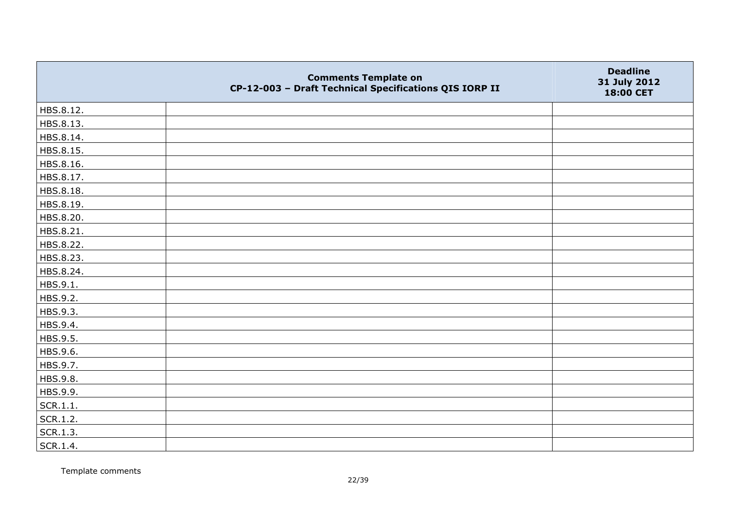| | Comments Template on CP-12-003 – Draft Technical Specifications QIS IORP II | Deadline 31 July 2012 18:00 CET |
|---|---|---|
| HBS.8.12. | | |
| HBS.8.13. | | |
| HBS.8.14. | | |
| HBS.8.15. | | |
| HBS.8.16. | | |
| HBS.8.17. | | |
| HBS.8.18. | | |
| HBS.8.19. | | |
| HBS.8.20. | | |
| HBS.8.21. | | |
| HBS.8.22. | | |
| HBS.8.23. | | |
| HBS.8.24. | | |
| HBS.9.1. | | |
| HBS.9.2. | | |
| HBS.9.3. | | |
| HBS.9.4. | | |
| HBS.9.5. | | |
| HBS.9.6. | | |
| HBS.9.7. | | |
| HBS.9.8. | | |
| HBS.9.9. | | |
| SCR.1.1. | | |
| SCR.1.2. | | |
| SCR.1.3. | | |
| SCR.1.4. | | |

Template comments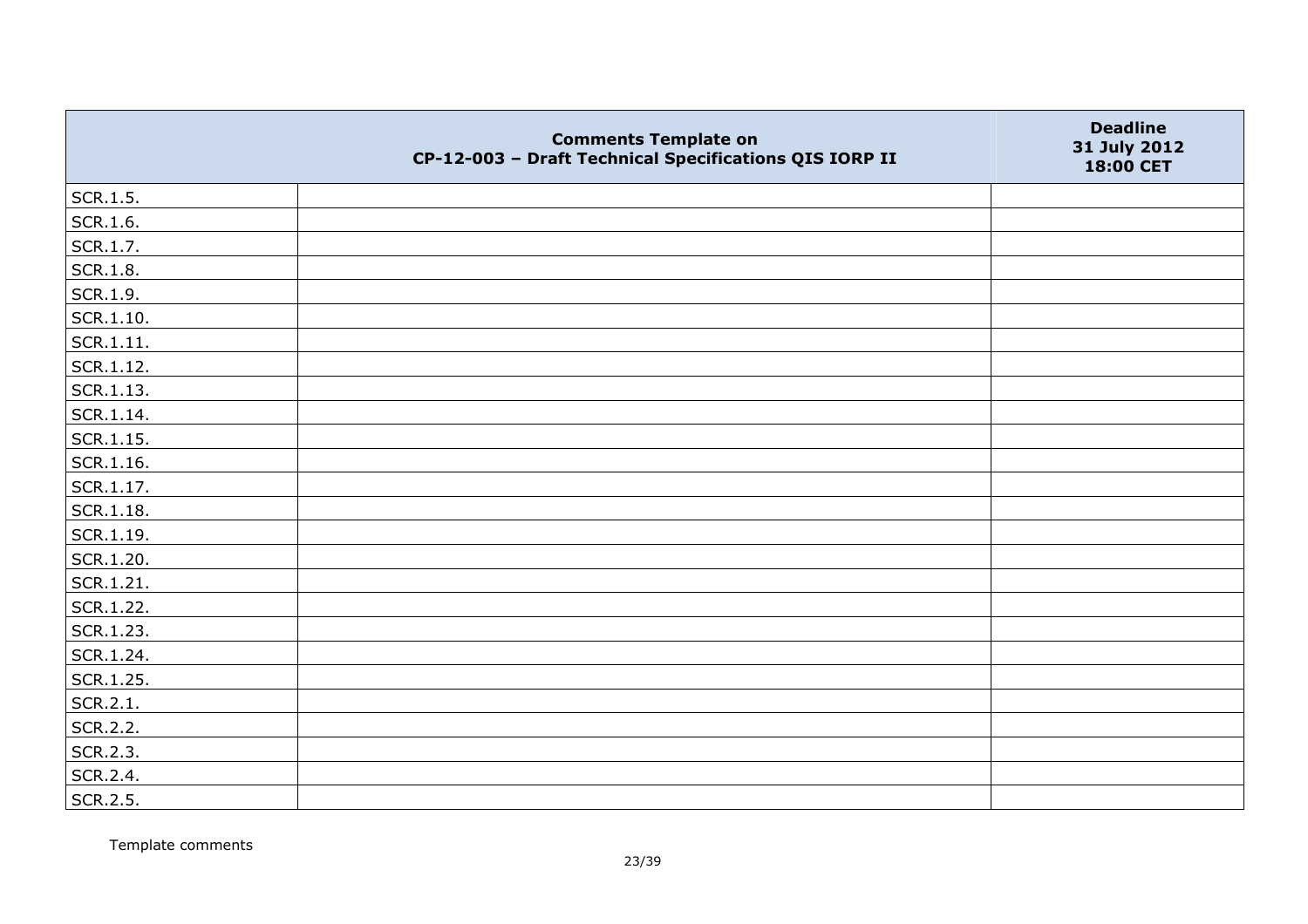| | Comments Template on CP-12-003 – Draft Technical Specifications QIS IORP II | Deadline 31 July 2012 18:00 CET |
|---|---|---|
| SCR.1.5. | | |
| SCR.1.6. | | |
| SCR.1.7. | | |
| SCR.1.8. | | |
| SCR.1.9. | | |
| SCR.1.10. | | |
| SCR.1.11. | | |
| SCR.1.12. | | |
| SCR.1.13. | | |
| SCR.1.14. | | |
| SCR.1.15. | | |
| SCR.1.16. | | |
| SCR.1.17. | | |
| SCR.1.18. | | |
| SCR.1.19. | | |
| SCR.1.20. | | |
| SCR.1.21. | | |
| SCR.1.22. | | |
| SCR.1.23. | | |
| SCR.1.24. | | |
| SCR.1.25. | | |
| SCR.2.1. | | |
| SCR.2.2. | | |
| SCR.2.3. | | |
| SCR.2.4. | | |
| SCR.2.5. | | |

Template comments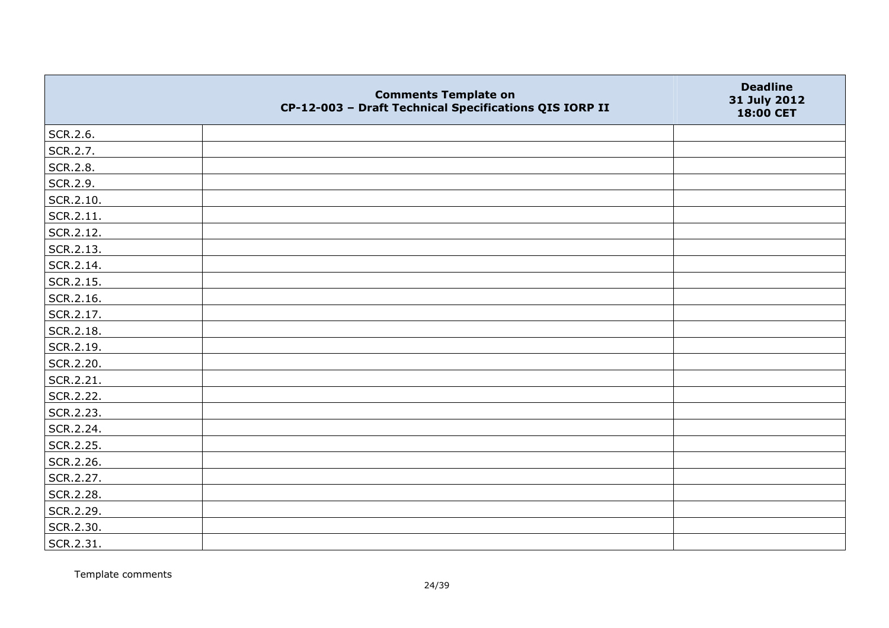| | Comments Template on CP-12-003 – Draft Technical Specifications QIS IORP II | Deadline 31 July 2012 18:00 CET |
|---|---|---|
| SCR.2.6. | | |
| SCR.2.7. | | |
| SCR.2.8. | | |
| SCR.2.9. | | |
| SCR.2.10. | | |
| SCR.2.11. | | |
| SCR.2.12. | | |
| SCR.2.13. | | |
| SCR.2.14. | | |
| SCR.2.15. | | |
| SCR.2.16. | | |
| SCR.2.17. | | |
| SCR.2.18. | | |
| SCR.2.19. | | |
| SCR.2.20. | | |
| SCR.2.21. | | |
| SCR.2.22. | | |
| SCR.2.23. | | |
| SCR.2.24. | | |
| SCR.2.25. | | |
| SCR.2.26. | | |
| SCR.2.27. | | |
| SCR.2.28. | | |
| SCR.2.29. | | |
| SCR.2.30. | | |
| SCR.2.31. | | |

Template comments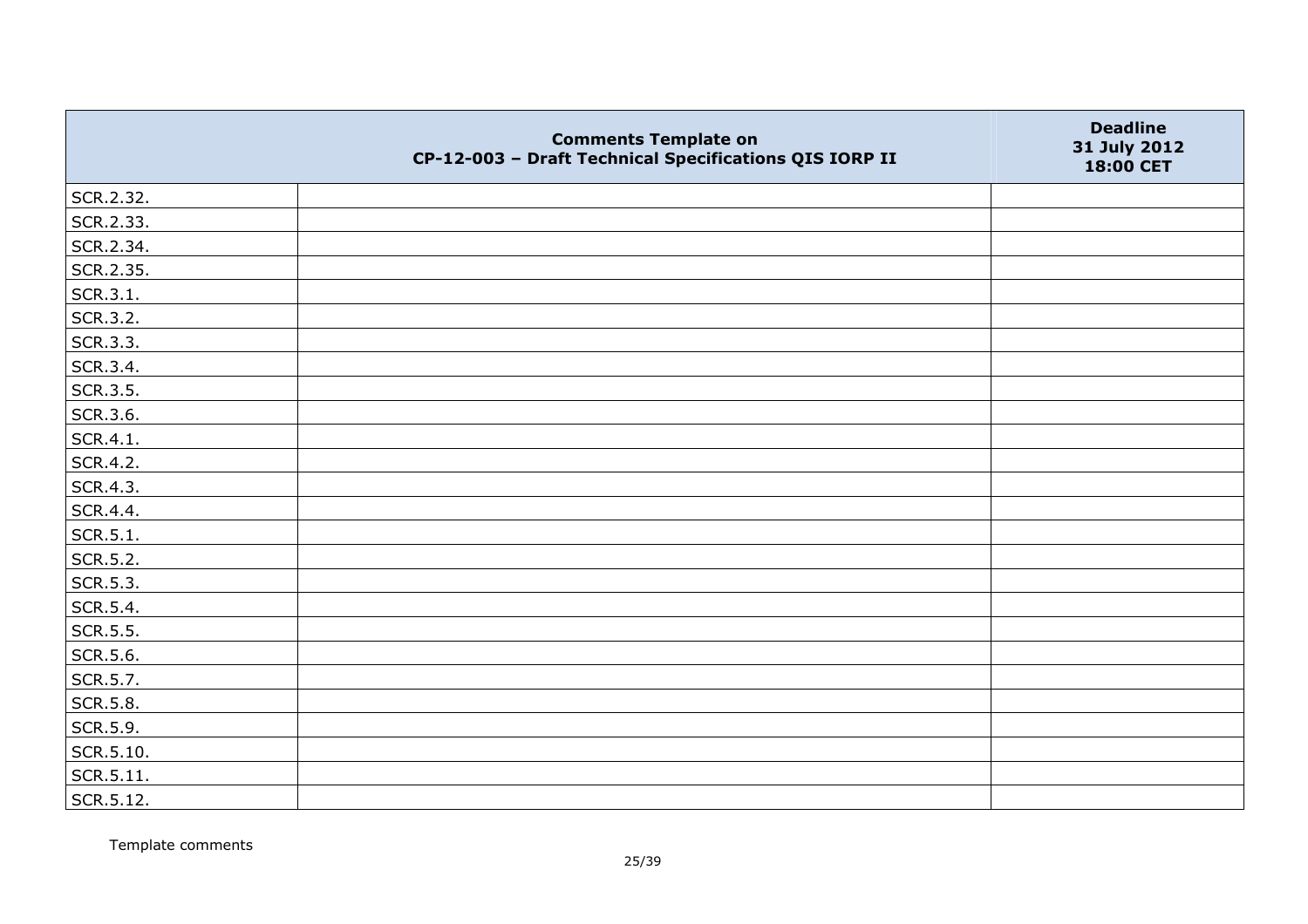|  | Comments Template on CP-12-003 – Draft Technical Specifications QIS IORP II | Deadline 31 July 2012 18:00 CET |
|---|---|---|
| SCR.2.32. |  |  |
| SCR.2.33. |  |  |
| SCR.2.34. |  |  |
| SCR.2.35. |  |  |
| SCR.3.1. |  |  |
| SCR.3.2. |  |  |
| SCR.3.3. |  |  |
| SCR.3.4. |  |  |
| SCR.3.5. |  |  |
| SCR.3.6. |  |  |
| SCR.4.1. |  |  |
| SCR.4.2. |  |  |
| SCR.4.3. |  |  |
| SCR.4.4. |  |  |
| SCR.5.1. |  |  |
| SCR.5.2. |  |  |
| SCR.5.3. |  |  |
| SCR.5.4. |  |  |
| SCR.5.5. |  |  |
| SCR.5.6. |  |  |
| SCR.5.7. |  |  |
| SCR.5.8. |  |  |
| SCR.5.9. |  |  |
| SCR.5.10. |  |  |
| SCR.5.11. |  |  |
| SCR.5.12. |  |  |

Template comments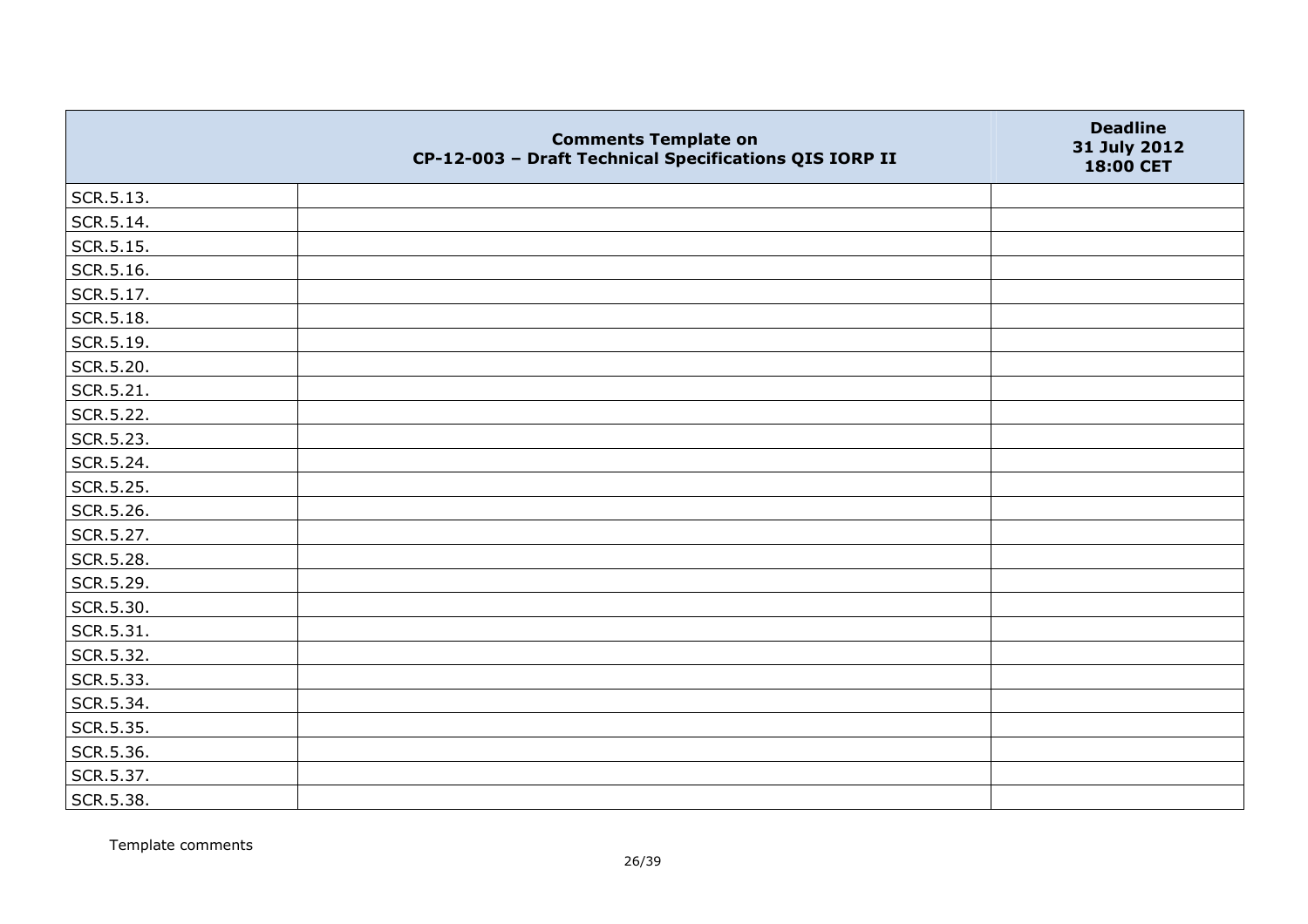|  | Comments Template on CP-12-003 – Draft Technical Specifications QIS IORP II | Deadline 31 July 2012 18:00 CET |
|---|---|---|
| SCR.5.13. |  |  |
| SCR.5.14. |  |  |
| SCR.5.15. |  |  |
| SCR.5.16. |  |  |
| SCR.5.17. |  |  |
| SCR.5.18. |  |  |
| SCR.5.19. |  |  |
| SCR.5.20. |  |  |
| SCR.5.21. |  |  |
| SCR.5.22. |  |  |
| SCR.5.23. |  |  |
| SCR.5.24. |  |  |
| SCR.5.25. |  |  |
| SCR.5.26. |  |  |
| SCR.5.27. |  |  |
| SCR.5.28. |  |  |
| SCR.5.29. |  |  |
| SCR.5.30. |  |  |
| SCR.5.31. |  |  |
| SCR.5.32. |  |  |
| SCR.5.33. |  |  |
| SCR.5.34. |  |  |
| SCR.5.35. |  |  |
| SCR.5.36. |  |  |
| SCR.5.37. |  |  |
| SCR.5.38. |  |  |

Template comments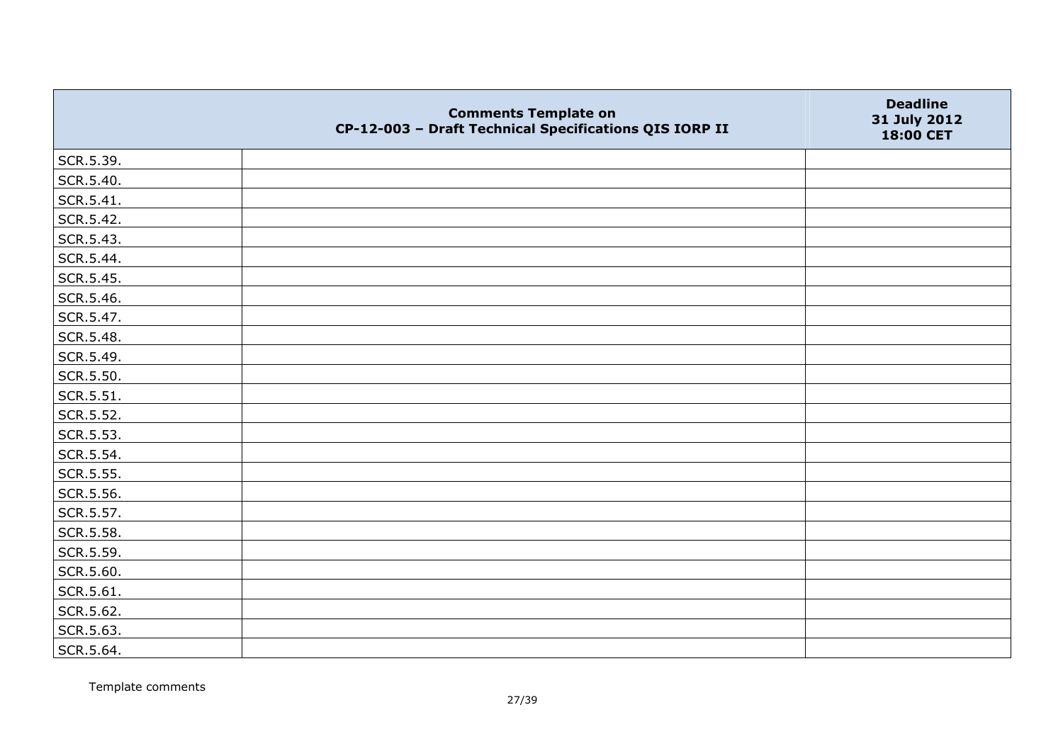| | Comments Template on CP-12-003 – Draft Technical Specifications QIS IORP II | Deadline 31 July 2012 18:00 CET |
|---|---|---|
| SCR.5.39. | | |
| SCR.5.40. | | |
| SCR.5.41. | | |
| SCR.5.42. | | |
| SCR.5.43. | | |
| SCR.5.44. | | |
| SCR.5.45. | | |
| SCR.5.46. | | |
| SCR.5.47. | | |
| SCR.5.48. | | |
| SCR.5.49. | | |
| SCR.5.50. | | |
| SCR.5.51. | | |
| SCR.5.52. | | |
| SCR.5.53. | | |
| SCR.5.54. | | |
| SCR.5.55. | | |
| SCR.5.56. | | |
| SCR.5.57. | | |
| SCR.5.58. | | |
| SCR.5.59. | | |
| SCR.5.60. | | |
| SCR.5.61. | | |
| SCR.5.62. | | |
| SCR.5.63. | | |
| SCR.5.64. | | |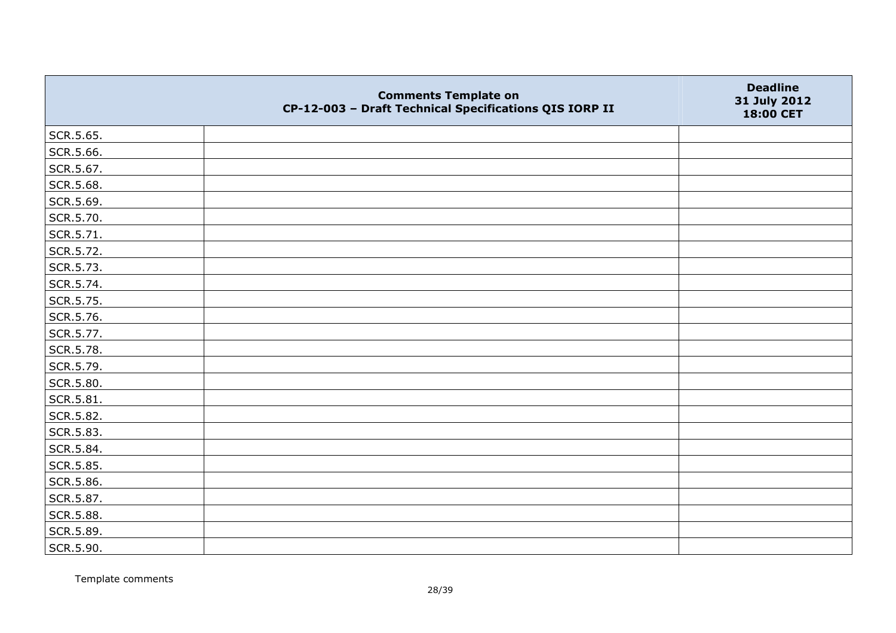|  | Comments Template on CP-12-003 – Draft Technical Specifications QIS IORP II | Deadline 31 July 2012 18:00 CET |
|---|---|---|
| SCR.5.65. |  |  |
| SCR.5.66. |  |  |
| SCR.5.67. |  |  |
| SCR.5.68. |  |  |
| SCR.5.69. |  |  |
| SCR.5.70. |  |  |
| SCR.5.71. |  |  |
| SCR.5.72. |  |  |
| SCR.5.73. |  |  |
| SCR.5.74. |  |  |
| SCR.5.75. |  |  |
| SCR.5.76. |  |  |
| SCR.5.77. |  |  |
| SCR.5.78. |  |  |
| SCR.5.79. |  |  |
| SCR.5.80. |  |  |
| SCR.5.81. |  |  |
| SCR.5.82. |  |  |
| SCR.5.83. |  |  |
| SCR.5.84. |  |  |
| SCR.5.85. |  |  |
| SCR.5.86. |  |  |
| SCR.5.87. |  |  |
| SCR.5.88. |  |  |
| SCR.5.89. |  |  |
| SCR.5.90. |  |  |

Template comments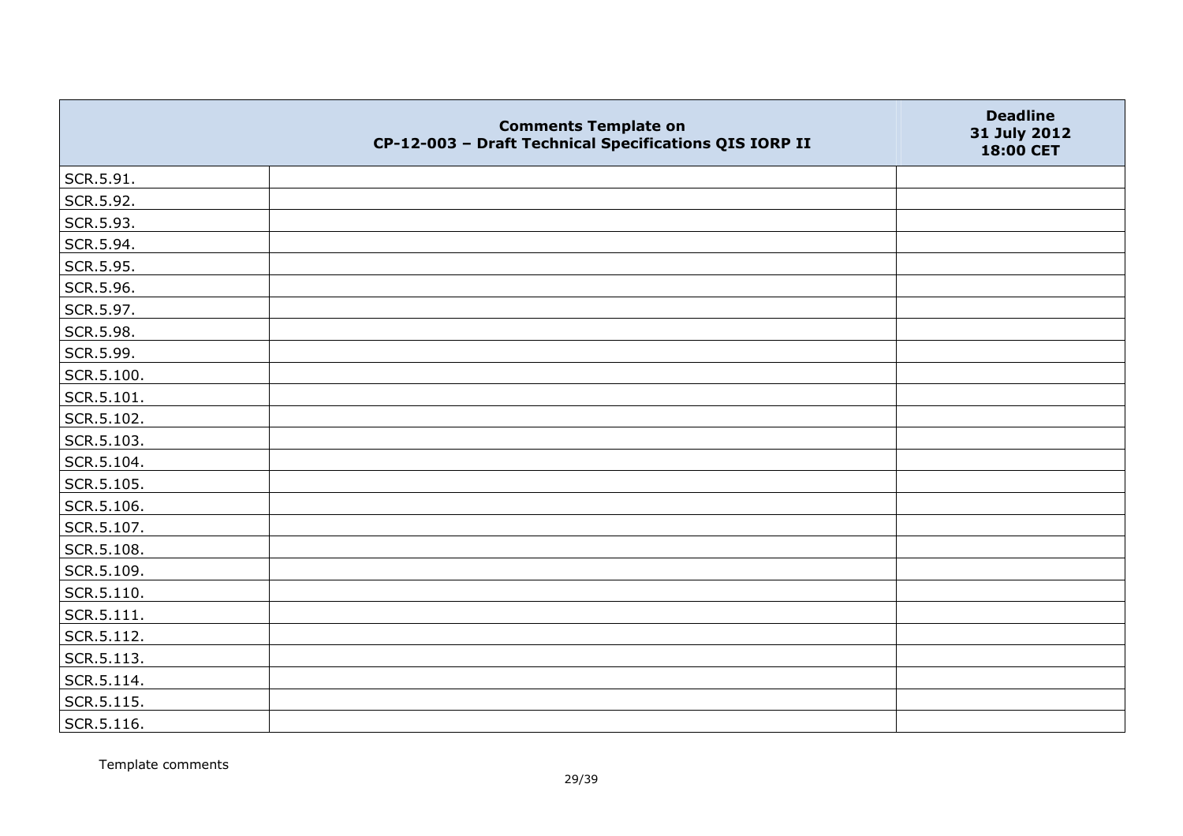|  | **Comments Template on CP-12-003 – Draft Technical Specifications QIS IORP II** | **Deadline 31 July 2012 18:00 CET** |
|---|---|---|
| SCR.5.91. |  |  |
| SCR.5.92. |  |  |
| SCR.5.93. |  |  |
| SCR.5.94. |  |  |
| SCR.5.95. |  |  |
| SCR.5.96. |  |  |
| SCR.5.97. |  |  |
| SCR.5.98. |  |  |
| SCR.5.99. |  |  |
| SCR.5.100. |  |  |
| SCR.5.101. |  |  |
| SCR.5.102. |  |  |
| SCR.5.103. |  |  |
| SCR.5.104. |  |  |
| SCR.5.105. |  |  |
| SCR.5.106. |  |  |
| SCR.5.107. |  |  |
| SCR.5.108. |  |  |
| SCR.5.109. |  |  |
| SCR.5.110. |  |  |
| SCR.5.111. |  |  |
| SCR.5.112. |  |  |
| SCR.5.113. |  |  |
| SCR.5.114. |  |  |
| SCR.5.115. |  |  |
| SCR.5.116. |  |  |

Template comments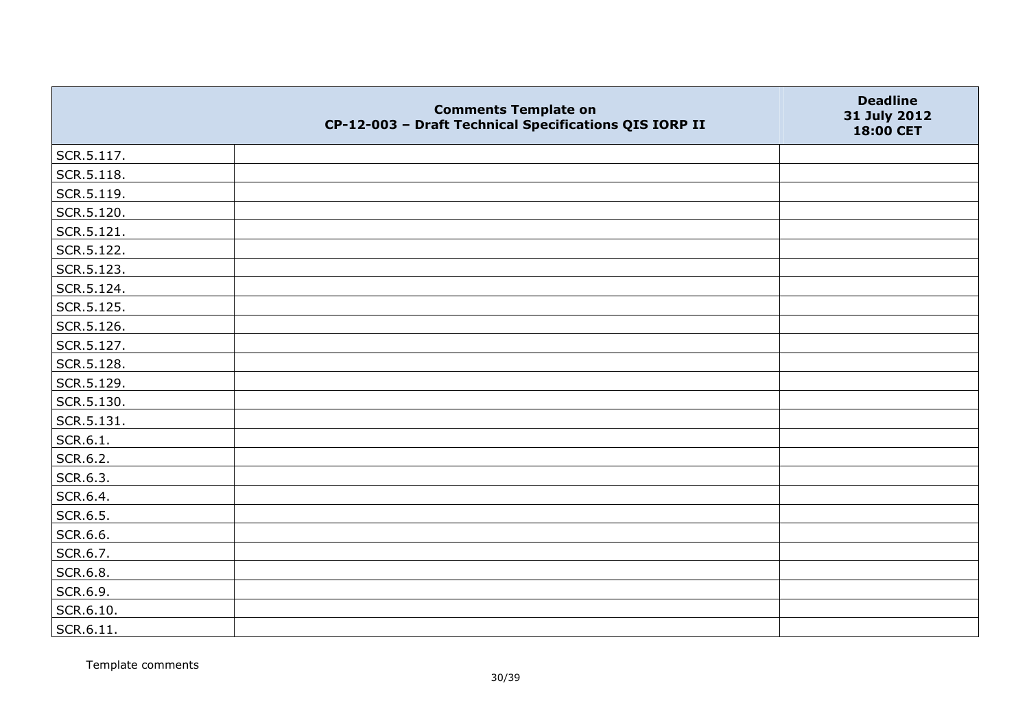|  | Comments Template on CP-12-003 – Draft Technical Specifications QIS IORP II | Deadline 31 July 2012 18:00 CET |
|---|---|---|
| SCR.5.117. |  |  |
| SCR.5.118. |  |  |
| SCR.5.119. |  |  |
| SCR.5.120. |  |  |
| SCR.5.121. |  |  |
| SCR.5.122. |  |  |
| SCR.5.123. |  |  |
| SCR.5.124. |  |  |
| SCR.5.125. |  |  |
| SCR.5.126. |  |  |
| SCR.5.127. |  |  |
| SCR.5.128. |  |  |
| SCR.5.129. |  |  |
| SCR.5.130. |  |  |
| SCR.5.131. |  |  |
| SCR.6.1. |  |  |
| SCR.6.2. |  |  |
| SCR.6.3. |  |  |
| SCR.6.4. |  |  |
| SCR.6.5. |  |  |
| SCR.6.6. |  |  |
| SCR.6.7. |  |  |
| SCR.6.8. |  |  |
| SCR.6.9. |  |  |
| SCR.6.10. |  |  |
| SCR.6.11. |  |  |

Template comments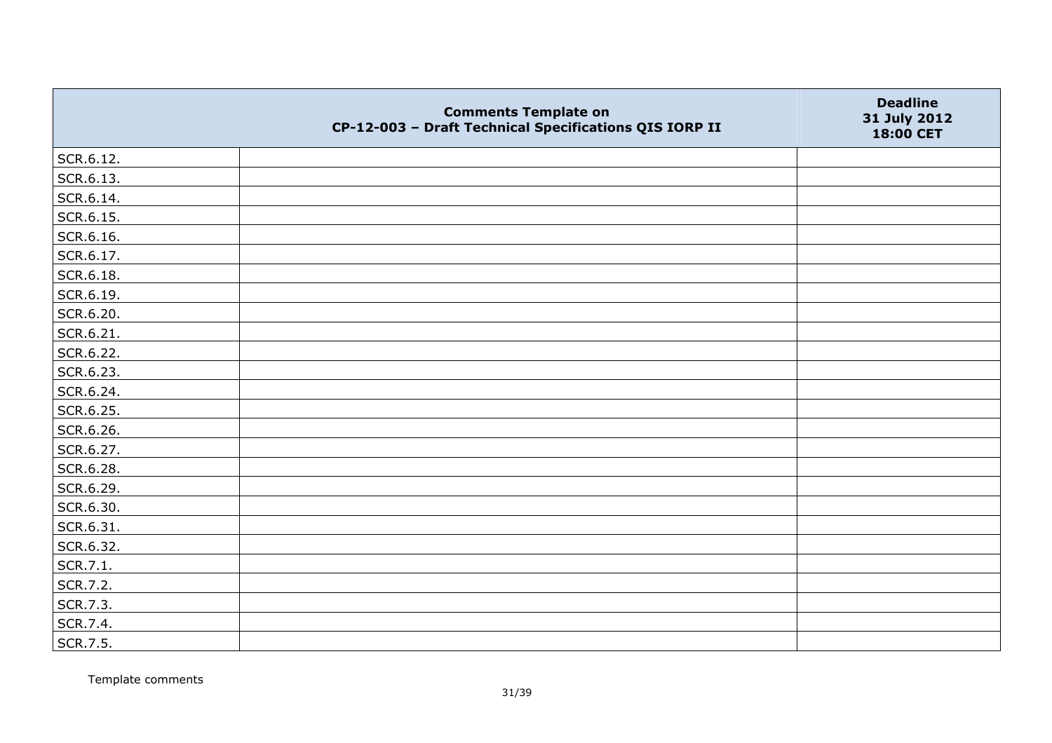| | Comments Template on CP-12-003 – Draft Technical Specifications QIS IORP II | Deadline 31 July 2012 18:00 CET |
|---|---|---|
| SCR.6.12. | | |
| SCR.6.13. | | |
| SCR.6.14. | | |
| SCR.6.15. | | |
| SCR.6.16. | | |
| SCR.6.17. | | |
| SCR.6.18. | | |
| SCR.6.19. | | |
| SCR.6.20. | | |
| SCR.6.21. | | |
| SCR.6.22. | | |
| SCR.6.23. | | |
| SCR.6.24. | | |
| SCR.6.25. | | |
| SCR.6.26. | | |
| SCR.6.27. | | |
| SCR.6.28. | | |
| SCR.6.29. | | |
| SCR.6.30. | | |
| SCR.6.31. | | |
| SCR.6.32. | | |
| SCR.7.1. | | |
| SCR.7.2. | | |
| SCR.7.3. | | |
| SCR.7.4. | | |
| SCR.7.5. | | |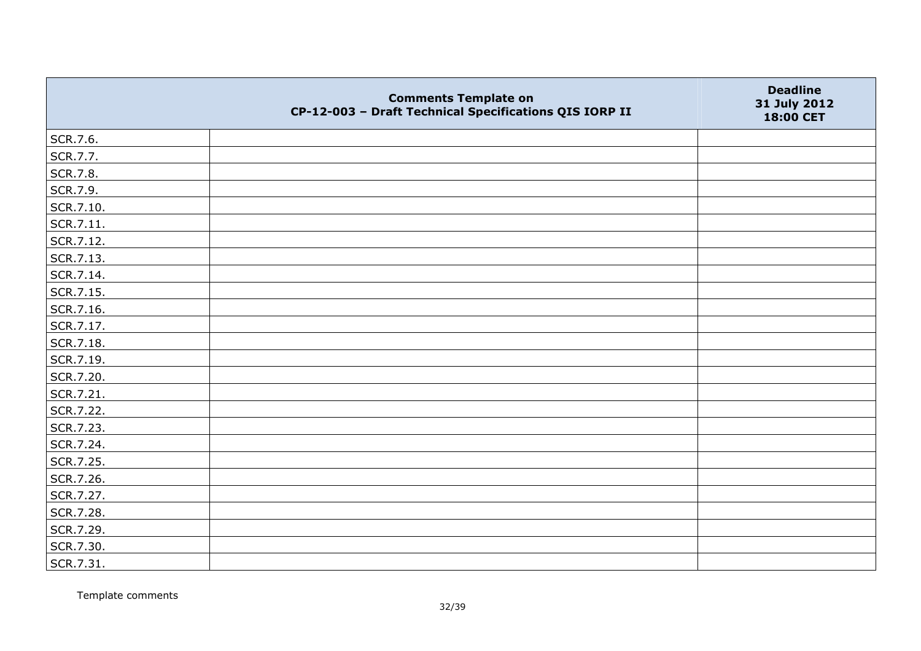|  | Comments Template on CP-12-003 – Draft Technical Specifications QIS IORP II | Deadline 31 July 2012 18:00 CET |
|---|---|---|
| SCR.7.6. |  |  |
| SCR.7.7. |  |  |
| SCR.7.8. |  |  |
| SCR.7.9. |  |  |
| SCR.7.10. |  |  |
| SCR.7.11. |  |  |
| SCR.7.12. |  |  |
| SCR.7.13. |  |  |
| SCR.7.14. |  |  |
| SCR.7.15. |  |  |
| SCR.7.16. |  |  |
| SCR.7.17. |  |  |
| SCR.7.18. |  |  |
| SCR.7.19. |  |  |
| SCR.7.20. |  |  |
| SCR.7.21. |  |  |
| SCR.7.22. |  |  |
| SCR.7.23. |  |  |
| SCR.7.24. |  |  |
| SCR.7.25. |  |  |
| SCR.7.26. |  |  |
| SCR.7.27. |  |  |
| SCR.7.28. |  |  |
| SCR.7.29. |  |  |
| SCR.7.30. |  |  |
| SCR.7.31. |  |  |

Template comments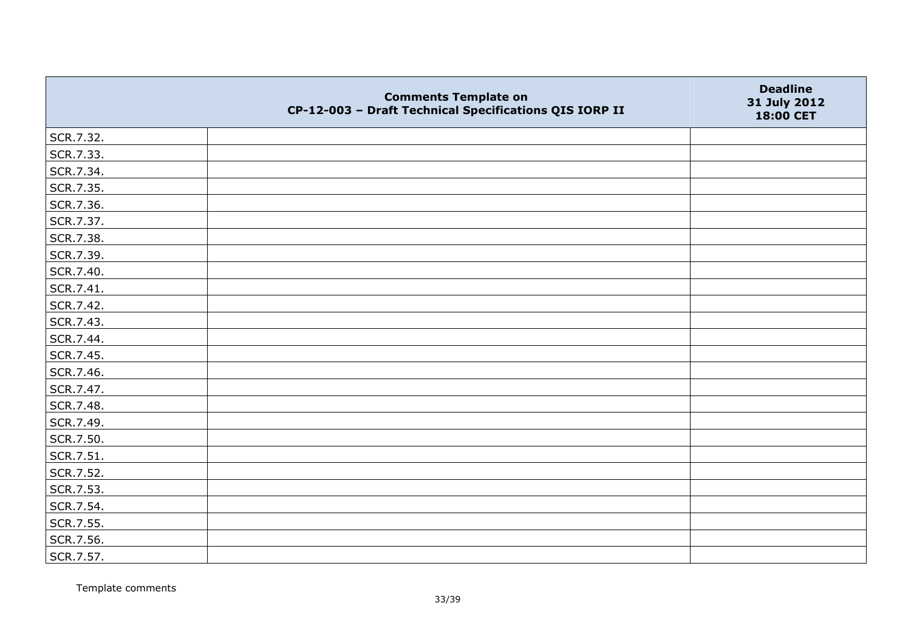| | Comments Template on CP-12-003 – Draft Technical Specifications QIS IORP II | Deadline 31 July 2012 18:00 CET |
|---|---|---|
| SCR.7.32. | | |
| SCR.7.33. | | |
| SCR.7.34. | | |
| SCR.7.35. | | |
| SCR.7.36. | | |
| SCR.7.37. | | |
| SCR.7.38. | | |
| SCR.7.39. | | |
| SCR.7.40. | | |
| SCR.7.41. | | |
| SCR.7.42. | | |
| SCR.7.43. | | |
| SCR.7.44. | | |
| SCR.7.45. | | |
| SCR.7.46. | | |
| SCR.7.47. | | |
| SCR.7.48. | | |
| SCR.7.49. | | |
| SCR.7.50. | | |
| SCR.7.51. | | |
| SCR.7.52. | | |
| SCR.7.53. | | |
| SCR.7.54. | | |
| SCR.7.55. | | |
| SCR.7.56. | | |
| SCR.7.57. | | |

Template comments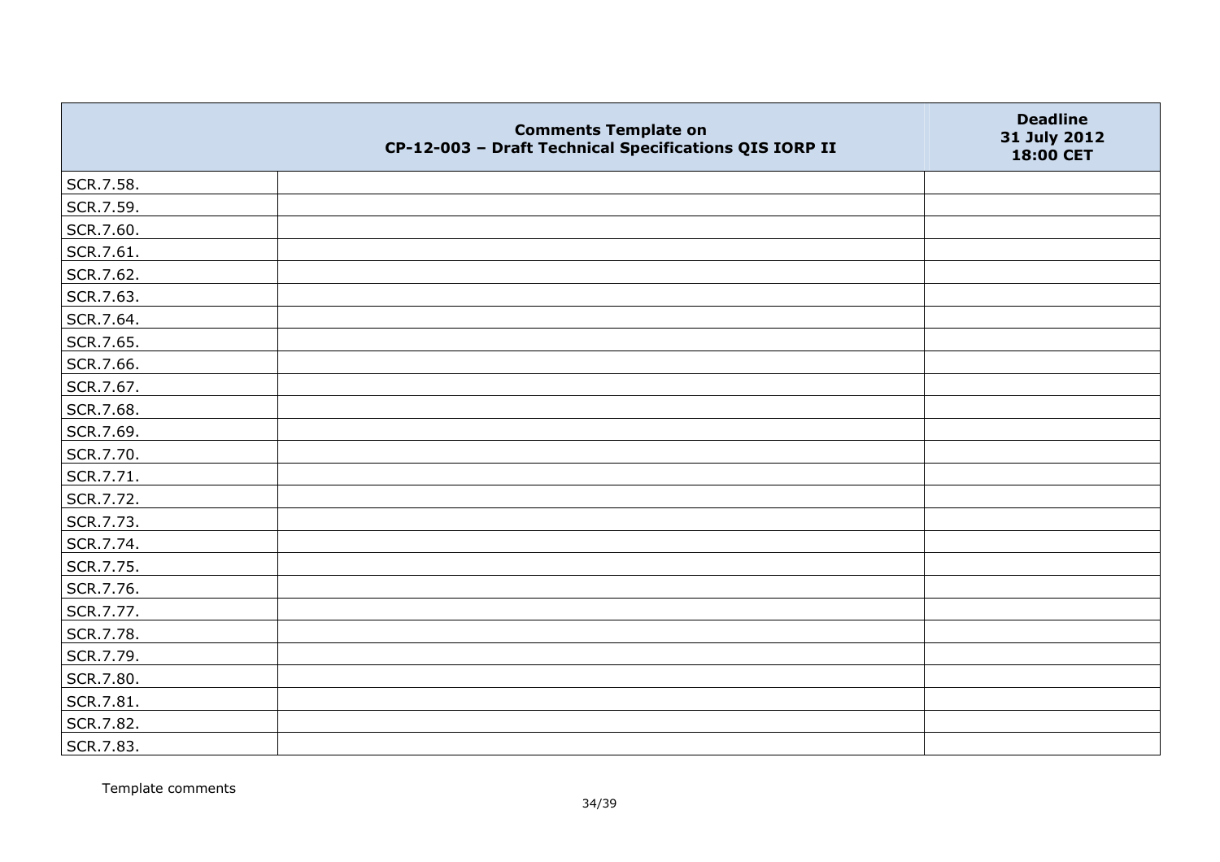| | Comments Template on CP-12-003 – Draft Technical Specifications QIS IORP II | Deadline 31 July 2012 18:00 CET |
|---|---|---|
| SCR.7.58. | | |
| SCR.7.59. | | |
| SCR.7.60. | | |
| SCR.7.61. | | |
| SCR.7.62. | | |
| SCR.7.63. | | |
| SCR.7.64. | | |
| SCR.7.65. | | |
| SCR.7.66. | | |
| SCR.7.67. | | |
| SCR.7.68. | | |
| SCR.7.69. | | |
| SCR.7.70. | | |
| SCR.7.71. | | |
| SCR.7.72. | | |
| SCR.7.73. | | |
| SCR.7.74. | | |
| SCR.7.75. | | |
| SCR.7.76. | | |
| SCR.7.77. | | |
| SCR.7.78. | | |
| SCR.7.79. | | |
| SCR.7.80. | | |
| SCR.7.81. | | |
| SCR.7.82. | | |
| SCR.7.83. | | |

Template comments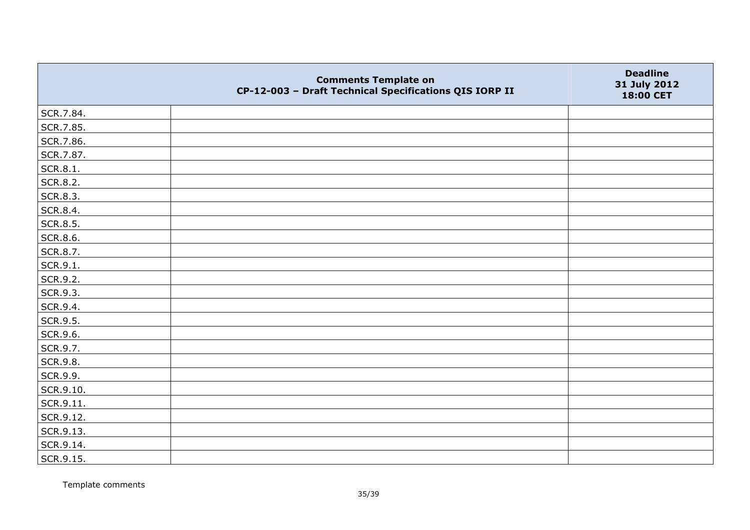| | Comments Template on CP-12-003 – Draft Technical Specifications QIS IORP II | Deadline 31 July 2012 18:00 CET |
|---|---|---|
| SCR.7.84. | | |
| SCR.7.85. | | |
| SCR.7.86. | | |
| SCR.7.87. | | |
| SCR.8.1. | | |
| SCR.8.2. | | |
| SCR.8.3. | | |
| SCR.8.4. | | |
| SCR.8.5. | | |
| SCR.8.6. | | |
| SCR.8.7. | | |
| SCR.9.1. | | |
| SCR.9.2. | | |
| SCR.9.3. | | |
| SCR.9.4. | | |
| SCR.9.5. | | |
| SCR.9.6. | | |
| SCR.9.7. | | |
| SCR.9.8. | | |
| SCR.9.9. | | |
| SCR.9.10. | | |
| SCR.9.11. | | |
| SCR.9.12. | | |
| SCR.9.13. | | |
| SCR.9.14. | | |
| SCR.9.15. | | |

Template comments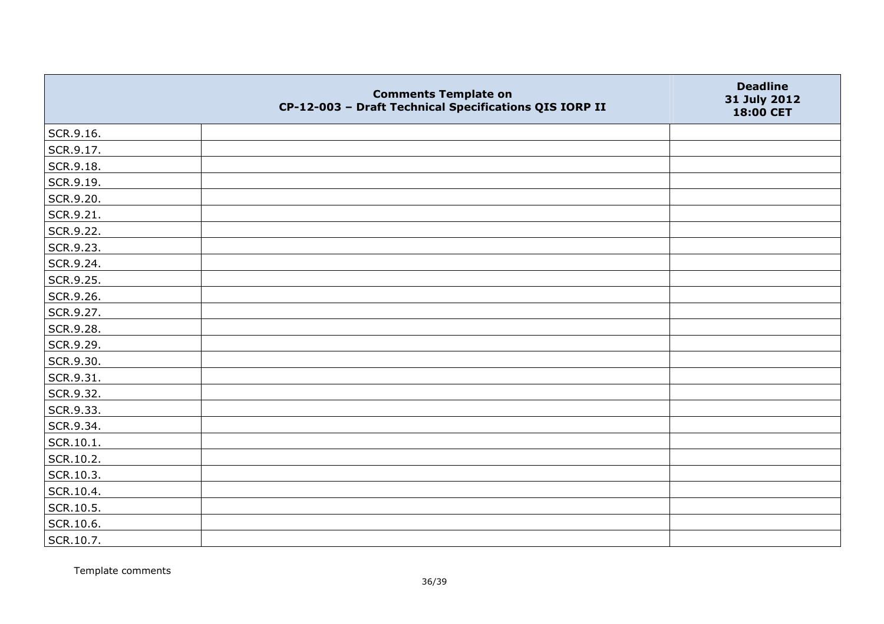|  | Comments Template on CP-12-003 – Draft Technical Specifications QIS IORP II | Deadline 31 July 2012 18:00 CET |
|---|---|---|
| SCR.9.16. |  |  |
| SCR.9.17. |  |  |
| SCR.9.18. |  |  |
| SCR.9.19. |  |  |
| SCR.9.20. |  |  |
| SCR.9.21. |  |  |
| SCR.9.22. |  |  |
| SCR.9.23. |  |  |
| SCR.9.24. |  |  |
| SCR.9.25. |  |  |
| SCR.9.26. |  |  |
| SCR.9.27. |  |  |
| SCR.9.28. |  |  |
| SCR.9.29. |  |  |
| SCR.9.30. |  |  |
| SCR.9.31. |  |  |
| SCR.9.32. |  |  |
| SCR.9.33. |  |  |
| SCR.9.34. |  |  |
| SCR.10.1. |  |  |
| SCR.10.2. |  |  |
| SCR.10.3. |  |  |
| SCR.10.4. |  |  |
| SCR.10.5. |  |  |
| SCR.10.6. |  |  |
| SCR.10.7. |  |  |

Template comments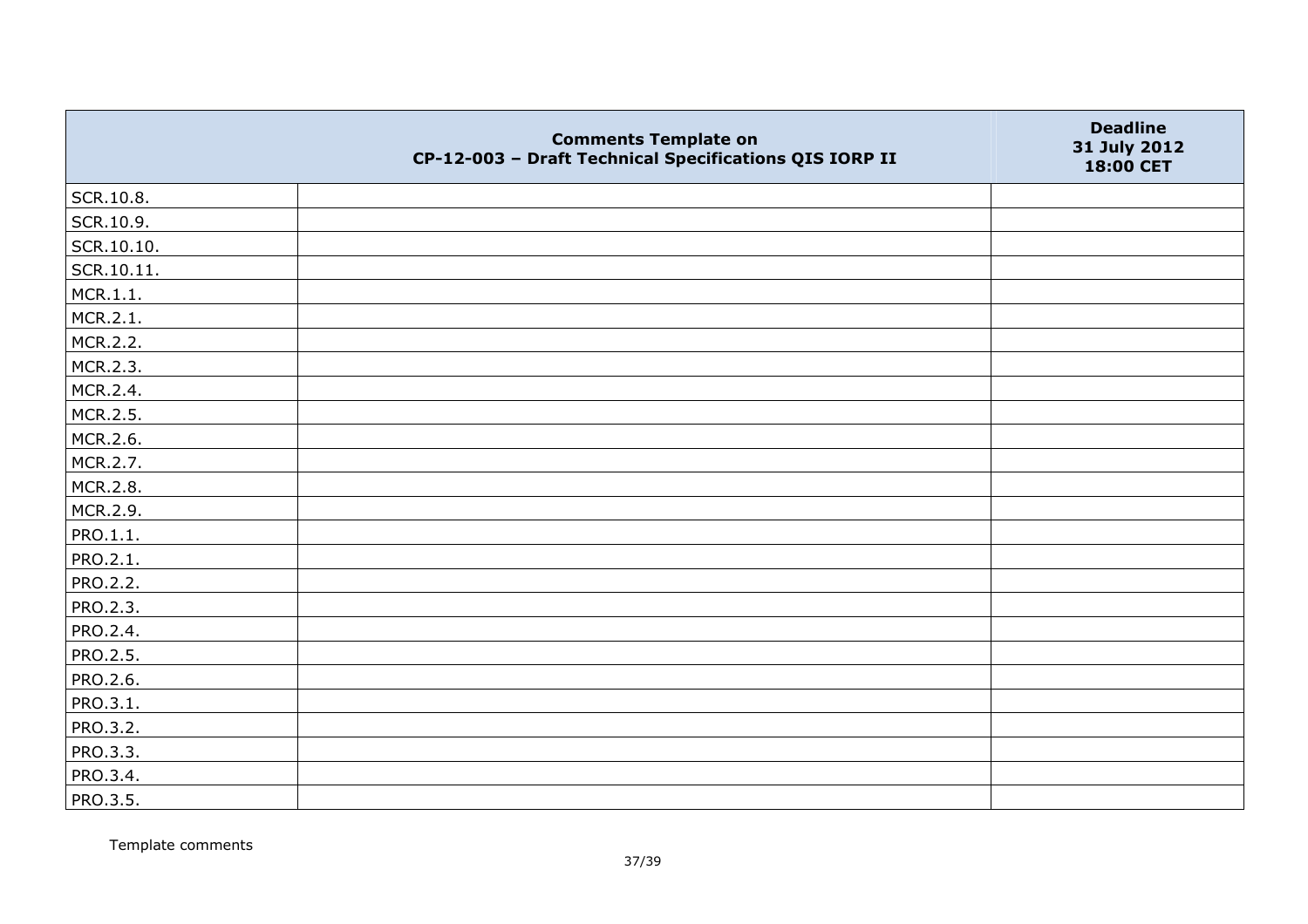| | Comments Template on CP-12-003 – Draft Technical Specifications QIS IORP II | Deadline 31 July 2012 18:00 CET |
|---|---|---|
| SCR.10.8. | | |
| SCR.10.9. | | |
| SCR.10.10. | | |
| SCR.10.11. | | |
| MCR.1.1. | | |
| MCR.2.1. | | |
| MCR.2.2. | | |
| MCR.2.3. | | |
| MCR.2.4. | | |
| MCR.2.5. | | |
| MCR.2.6. | | |
| MCR.2.7. | | |
| MCR.2.8. | | |
| MCR.2.9. | | |
| PRO.1.1. | | |
| PRO.2.1. | | |
| PRO.2.2. | | |
| PRO.2.3. | | |
| PRO.2.4. | | |
| PRO.2.5. | | |
| PRO.2.6. | | |
| PRO.3.1. | | |
| PRO.3.2. | | |
| PRO.3.3. | | |
| PRO.3.4. | | |
| PRO.3.5. | | |

Template comments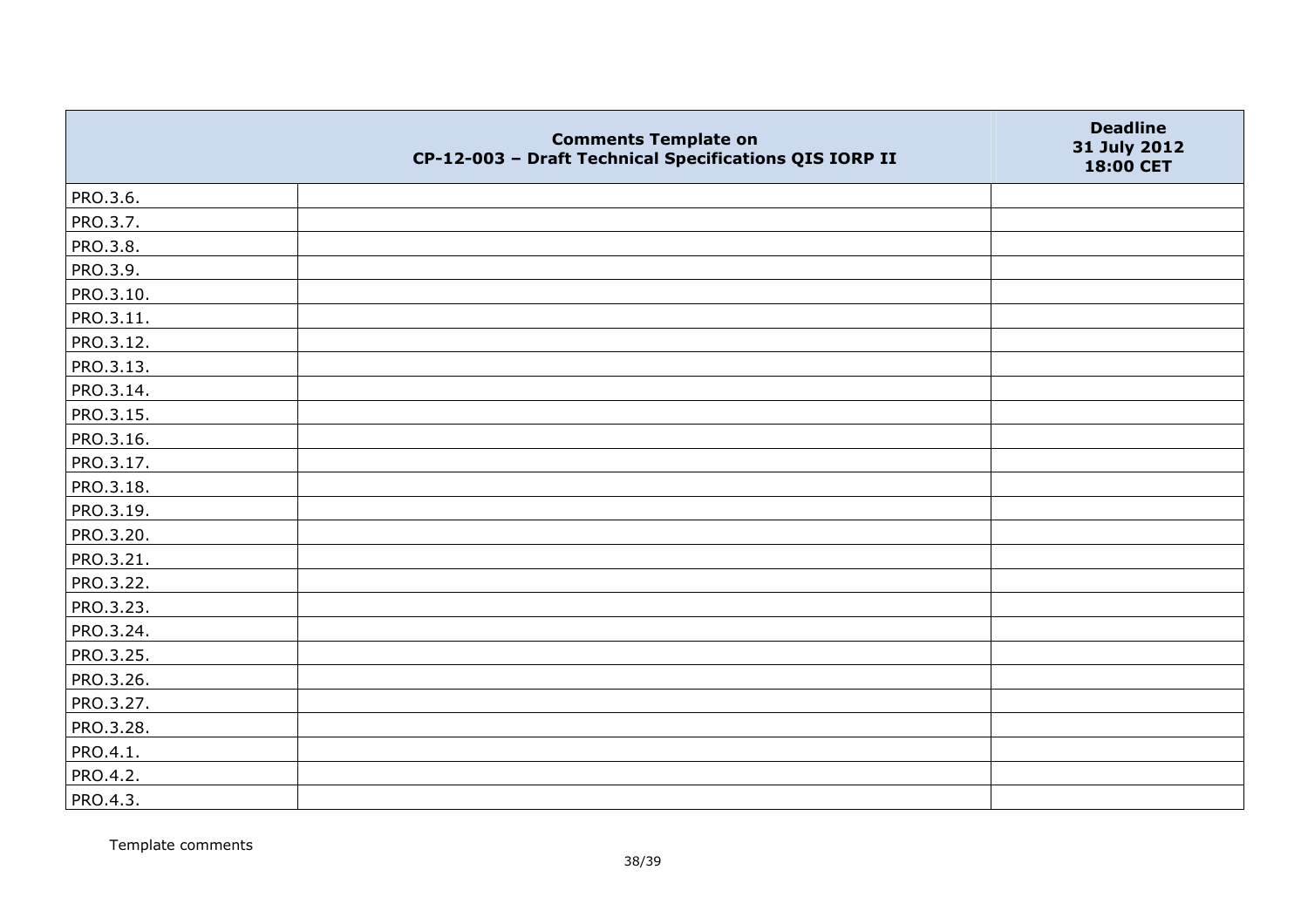|  | Comments Template on CP-12-003 – Draft Technical Specifications QIS IORP II | Deadline 31 July 2012 18:00 CET |
|---|---|---|
| PRO.3.6. |  |  |
| PRO.3.7. |  |  |
| PRO.3.8. |  |  |
| PRO.3.9. |  |  |
| PRO.3.10. |  |  |
| PRO.3.11. |  |  |
| PRO.3.12. |  |  |
| PRO.3.13. |  |  |
| PRO.3.14. |  |  |
| PRO.3.15. |  |  |
| PRO.3.16. |  |  |
| PRO.3.17. |  |  |
| PRO.3.18. |  |  |
| PRO.3.19. |  |  |
| PRO.3.20. |  |  |
| PRO.3.21. |  |  |
| PRO.3.22. |  |  |
| PRO.3.23. |  |  |
| PRO.3.24. |  |  |
| PRO.3.25. |  |  |
| PRO.3.26. |  |  |
| PRO.3.27. |  |  |
| PRO.3.28. |  |  |
| PRO.4.1. |  |  |
| PRO.4.2. |  |  |
| PRO.4.3. |  |  |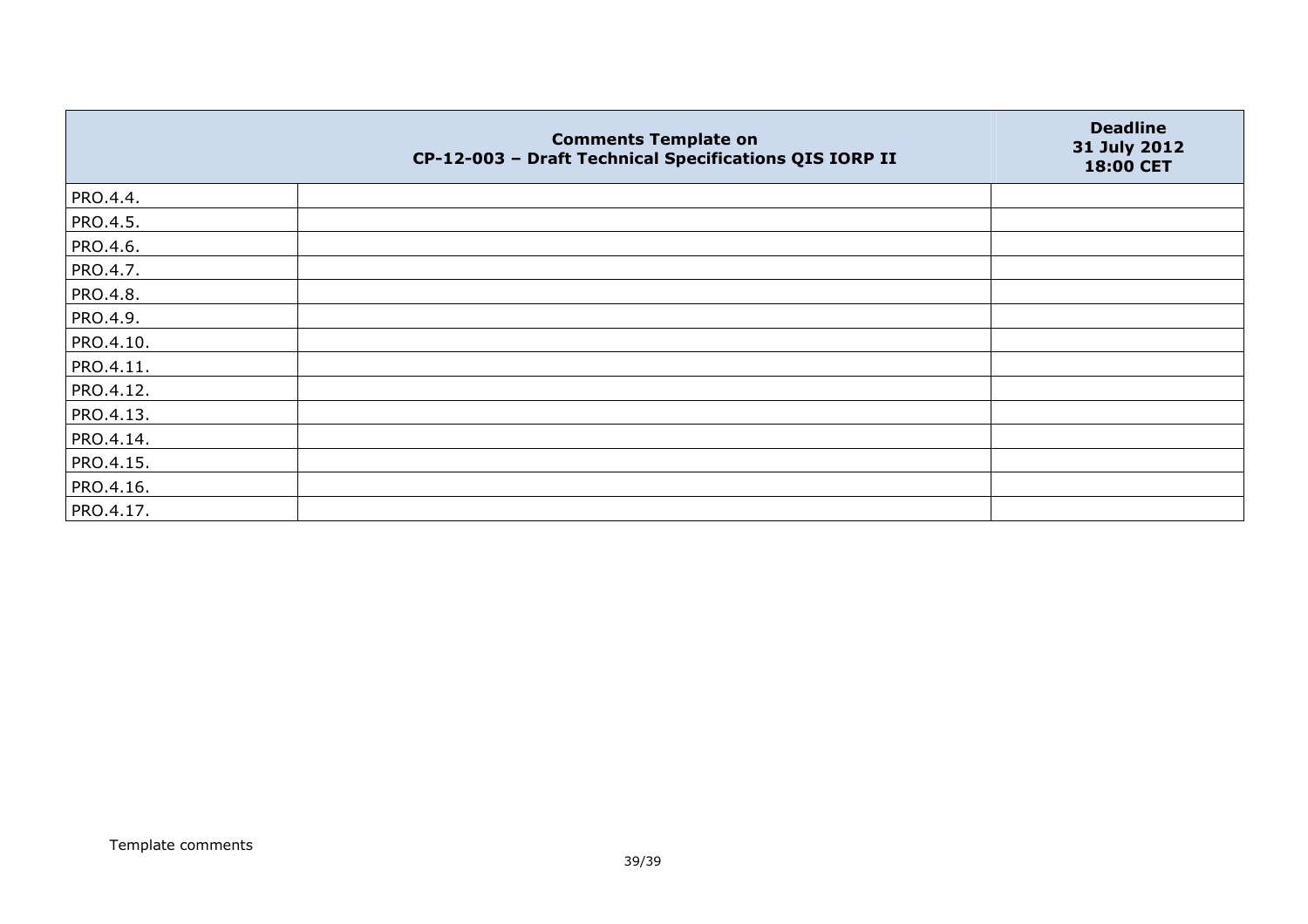| | Comments Template on CP-12-003 – Draft Technical Specifications QIS IORP II | Deadline 31 July 2012 18:00 CET |
|---|---|---|
| PRO.4.4. | | |
| PRO.4.5. | | |
| PRO.4.6. | | |
| PRO.4.7. | | |
| PRO.4.8. | | |
| PRO.4.9. | | |
| PRO.4.10. | | |
| PRO.4.11. | | |
| PRO.4.12. | | |
| PRO.4.13. | | |
| PRO.4.14. | | |
| PRO.4.15. | | |
| PRO.4.16. | | |
| PRO.4.17. | | |